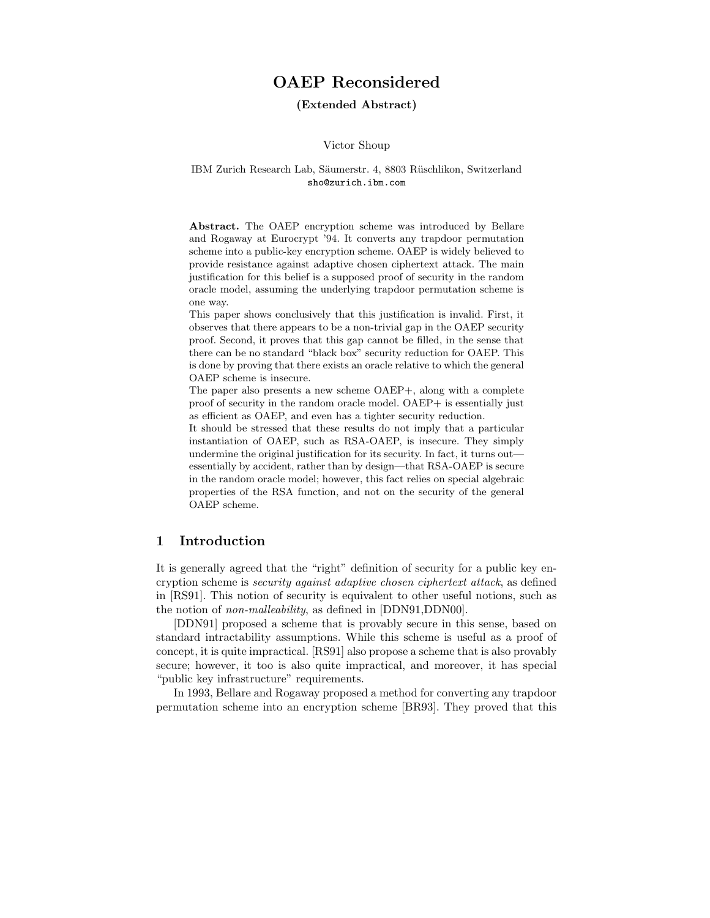# OAEP Reconsidered

**(Extended Abstract)**

Victor Shoup

IBM Zurich Research Lab, Säumerstr. 4, 8803 Rüschlikon, Switzerland
sho@zurich.ibm.com

**Abstract.** The OAEP encryption scheme was introduced by Bellare and Rogaway at Eurocrypt '94. It converts any trapdoor permutation scheme into a public-key encryption scheme. OAEP is widely believed to provide resistance against adaptive chosen ciphertext attack. The main justification for this belief is a supposed proof of security in the random oracle model, assuming the underlying trapdoor permutation scheme is one way.

This paper shows conclusively that this justification is invalid. First, it observes that there appears to be a non-trivial gap in the OAEP security proof. Second, it proves that this gap cannot be filled, in the sense that there can be no standard "black box" security reduction for OAEP. This is done by proving that there exists an oracle relative to which the general OAEP scheme is insecure.

The paper also presents a new scheme OAEP+, along with a complete proof of security in the random oracle model. OAEP+ is essentially just as efficient as OAEP, and even has a tighter security reduction.

It should be stressed that these results do not imply that a particular instantiation of OAEP, such as RSA-OAEP, is insecure. They simply undermine the original justification for its security. In fact, it turns out—essentially by accident, rather than by design—that RSA-OAEP is secure in the random oracle model; however, this fact relies on special algebraic properties of the RSA function, and not on the security of the general OAEP scheme.

## 1 Introduction

It is generally agreed that the "right" definition of security for a public key encryption scheme is *security against adaptive chosen ciphertext attack*, as defined in [RS91]. This notion of security is equivalent to other useful notions, such as the notion of *non-malleability*, as defined in [DDN91,DDN00].

[DDN91] proposed a scheme that is provably secure in this sense, based on standard intractability assumptions. While this scheme is useful as a proof of concept, it is quite impractical. [RS91] also propose a scheme that is also provably secure; however, it too is also quite impractical, and moreover, it has special "public key infrastructure" requirements.

In 1993, Bellare and Rogaway proposed a method for converting any trapdoor permutation scheme into an encryption scheme [BR93]. They proved that this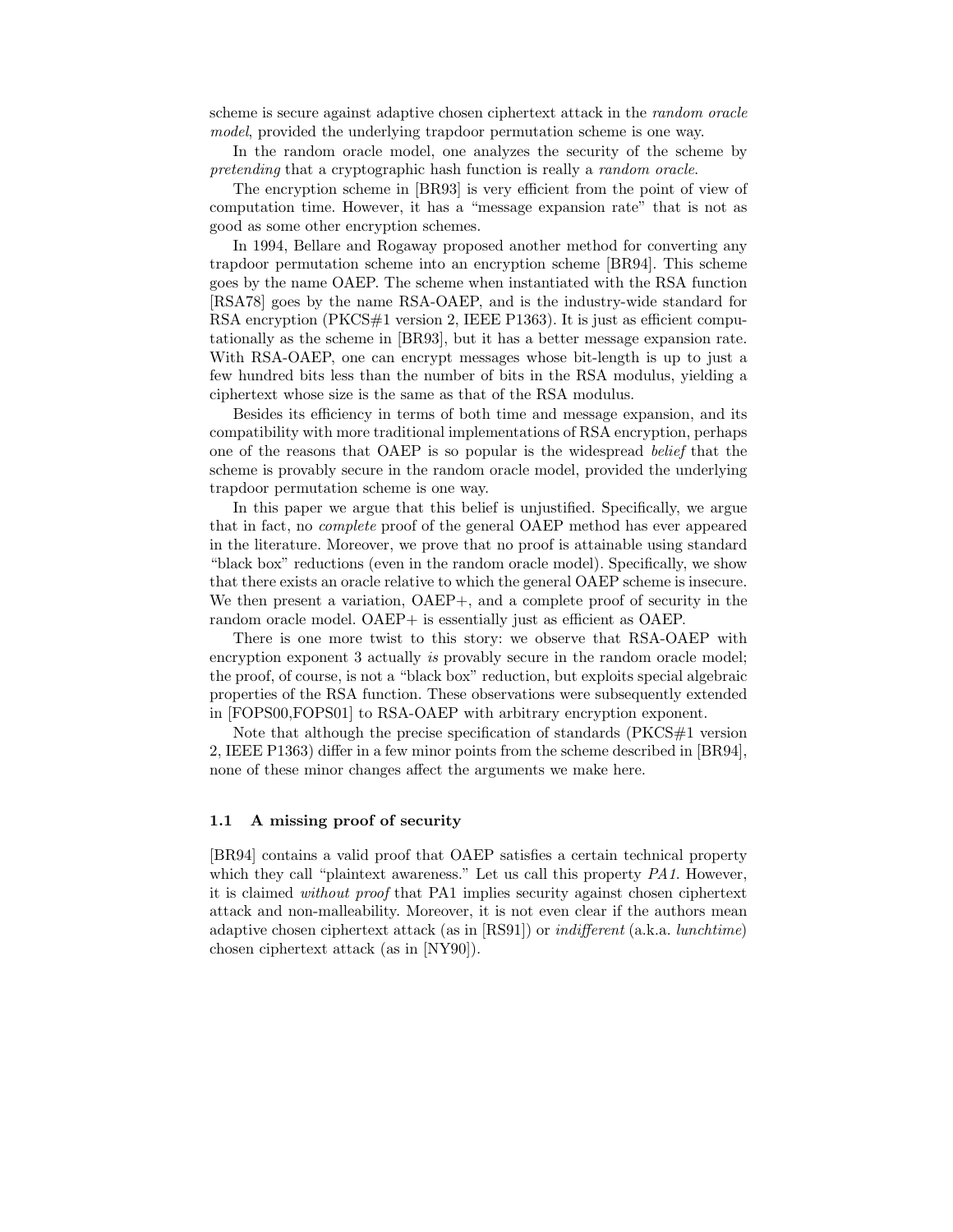scheme is secure against adaptive chosen ciphertext attack in the *random oracle model*, provided the underlying trapdoor permutation scheme is one way.

In the random oracle model, one analyzes the security of the scheme by *pretending* that a cryptographic hash function is really a *random oracle*.

The encryption scheme in [BR93] is very efficient from the point of view of computation time. However, it has a "message expansion rate" that is not as good as some other encryption schemes.

In 1994, Bellare and Rogaway proposed another method for converting any trapdoor permutation scheme into an encryption scheme [BR94]. This scheme goes by the name OAEP. The scheme when instantiated with the RSA function [RSA78] goes by the name RSA-OAEP, and is the industry-wide standard for RSA encryption (PKCS#1 version 2, IEEE P1363). It is just as efficient computationally as the scheme in [BR93], but it has a better message expansion rate. With RSA-OAEP, one can encrypt messages whose bit-length is up to just a few hundred bits less than the number of bits in the RSA modulus, yielding a ciphertext whose size is the same as that of the RSA modulus.

Besides its efficiency in terms of both time and message expansion, and its compatibility with more traditional implementations of RSA encryption, perhaps one of the reasons that OAEP is so popular is the widespread *belief* that the scheme is provably secure in the random oracle model, provided the underlying trapdoor permutation scheme is one way.

In this paper we argue that this belief is unjustified. Specifically, we argue that in fact, no *complete* proof of the general OAEP method has ever appeared in the literature. Moreover, we prove that no proof is attainable using standard "black box" reductions (even in the random oracle model). Specifically, we show that there exists an oracle relative to which the general OAEP scheme is insecure. We then present a variation, OAEP+, and a complete proof of security in the random oracle model. OAEP+ is essentially just as efficient as OAEP.

There is one more twist to this story: we observe that RSA-OAEP with encryption exponent 3 actually *is* provably secure in the random oracle model; the proof, of course, is not a "black box" reduction, but exploits special algebraic properties of the RSA function. These observations were subsequently extended in [FOPS00,FOPS01] to RSA-OAEP with arbitrary encryption exponent.

Note that although the precise specification of standards (PKCS#1 version 2, IEEE P1363) differ in a few minor points from the scheme described in [BR94], none of these minor changes affect the arguments we make here.

### 1.1 A missing proof of security

[BR94] contains a valid proof that OAEP satisfies a certain technical property which they call "plaintext awareness." Let us call this property *PA1*. However, it is claimed *without proof* that PA1 implies security against chosen ciphertext attack and non-malleability. Moreover, it is not even clear if the authors mean adaptive chosen ciphertext attack (as in [RS91]) or *indifferent* (a.k.a. *lunchtime*) chosen ciphertext attack (as in [NY90]).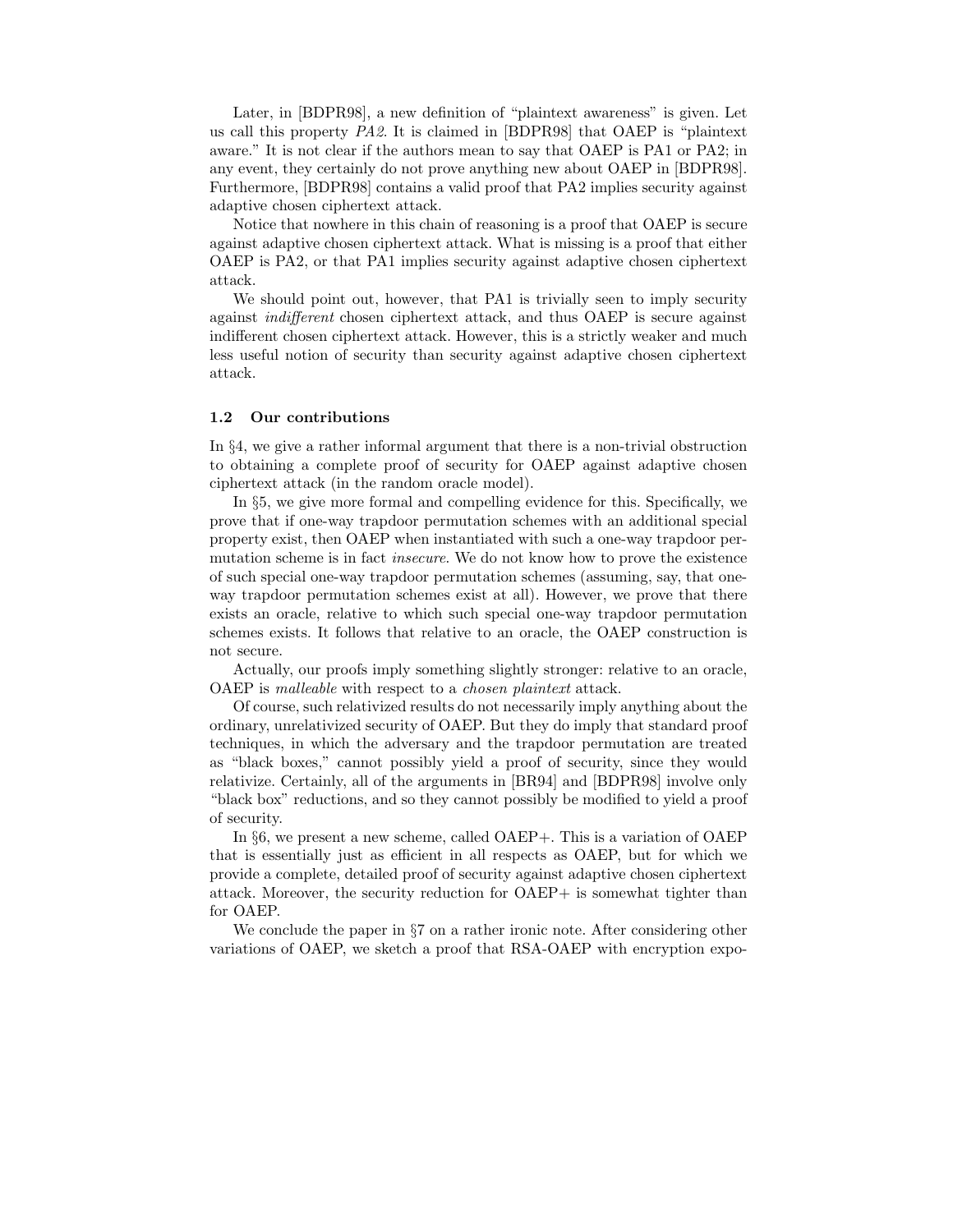Later, in [BDPR98], a new definition of "plaintext awareness" is given. Let us call this property *PA2*. It is claimed in [BDPR98] that OAEP is "plaintext aware." It is not clear if the authors mean to say that OAEP is PA1 or PA2; in any event, they certainly do not prove anything new about OAEP in [BDPR98]. Furthermore, [BDPR98] contains a valid proof that PA2 implies security against adaptive chosen ciphertext attack.

Notice that nowhere in this chain of reasoning is a proof that OAEP is secure against adaptive chosen ciphertext attack. What is missing is a proof that either OAEP is PA2, or that PA1 implies security against adaptive chosen ciphertext attack.

We should point out, however, that PA1 is trivially seen to imply security against *indifferent* chosen ciphertext attack, and thus OAEP is secure against indifferent chosen ciphertext attack. However, this is a strictly weaker and much less useful notion of security than security against adaptive chosen ciphertext attack.

### 1.2 Our contributions

In §4, we give a rather informal argument that there is a non-trivial obstruction to obtaining a complete proof of security for OAEP against adaptive chosen ciphertext attack (in the random oracle model).

In §5, we give more formal and compelling evidence for this. Specifically, we prove that if one-way trapdoor permutation schemes with an additional special property exist, then OAEP when instantiated with such a one-way trapdoor permutation scheme is in fact *insecure*. We do not know how to prove the existence of such special one-way trapdoor permutation schemes (assuming, say, that one-way trapdoor permutation schemes exist at all). However, we prove that there exists an oracle, relative to which such special one-way trapdoor permutation schemes exists. It follows that relative to an oracle, the OAEP construction is not secure.

Actually, our proofs imply something slightly stronger: relative to an oracle, OAEP is *malleable* with respect to a *chosen plaintext* attack.

Of course, such relativized results do not necessarily imply anything about the ordinary, unrelativized security of OAEP. But they do imply that standard proof techniques, in which the adversary and the trapdoor permutation are treated as "black boxes," cannot possibly yield a proof of security, since they would relativize. Certainly, all of the arguments in [BR94] and [BDPR98] involve only "black box" reductions, and so they cannot possibly be modified to yield a proof of security.

In §6, we present a new scheme, called OAEP+. This is a variation of OAEP that is essentially just as efficient in all respects as OAEP, but for which we provide a complete, detailed proof of security against adaptive chosen ciphertext attack. Moreover, the security reduction for OAEP+ is somewhat tighter than for OAEP.

We conclude the paper in §7 on a rather ironic note. After considering other variations of OAEP, we sketch a proof that RSA-OAEP with encryption expo-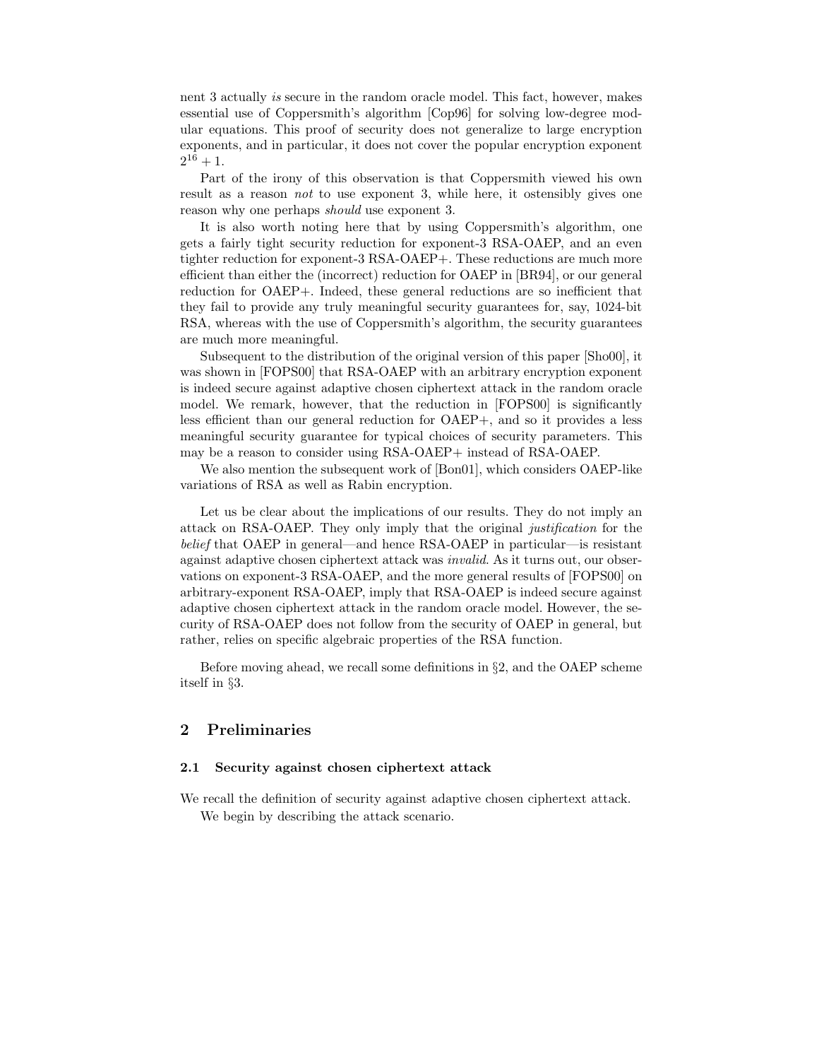nent 3 actually *is* secure in the random oracle model. This fact, however, makes essential use of Coppersmith's algorithm [Cop96] for solving low-degree modular equations. This proof of security does not generalize to large encryption exponents, and in particular, it does not cover the popular encryption exponent $2^{16} + 1$.

Part of the irony of this observation is that Coppersmith viewed his own result as a reason *not* to use exponent 3, while here, it ostensibly gives one reason why one perhaps *should* use exponent 3.

It is also worth noting here that by using Coppersmith's algorithm, one gets a fairly tight security reduction for exponent-3 RSA-OAEP, and an even tighter reduction for exponent-3 RSA-OAEP+. These reductions are much more efficient than either the (incorrect) reduction for OAEP in [BR94], or our general reduction for OAEP+. Indeed, these general reductions are so inefficient that they fail to provide any truly meaningful security guarantees for, say, 1024-bit RSA, whereas with the use of Coppersmith's algorithm, the security guarantees are much more meaningful.

Subsequent to the distribution of the original version of this paper [Sho00], it was shown in [FOPS00] that RSA-OAEP with an arbitrary encryption exponent is indeed secure against adaptive chosen ciphertext attack in the random oracle model. We remark, however, that the reduction in [FOPS00] is significantly less efficient than our general reduction for OAEP+, and so it provides a less meaningful security guarantee for typical choices of security parameters. This may be a reason to consider using RSA-OAEP+ instead of RSA-OAEP.

We also mention the subsequent work of [Bon01], which considers OAEP-like variations of RSA as well as Rabin encryption.

Let us be clear about the implications of our results. They do not imply an attack on RSA-OAEP. They only imply that the original *justification* for the *belief* that OAEP in general—and hence RSA-OAEP in particular—is resistant against adaptive chosen ciphertext attack was *invalid*. As it turns out, our observations on exponent-3 RSA-OAEP, and the more general results of [FOPS00] on arbitrary-exponent RSA-OAEP, imply that RSA-OAEP is indeed secure against adaptive chosen ciphertext attack in the random oracle model. However, the security of RSA-OAEP does not follow from the security of OAEP in general, but rather, relies on specific algebraic properties of the RSA function.

Before moving ahead, we recall some definitions in §2, and the OAEP scheme itself in §3.

## 2 Preliminaries

### 2.1 Security against chosen ciphertext attack

We recall the definition of security against adaptive chosen ciphertext attack.

We begin by describing the attack scenario.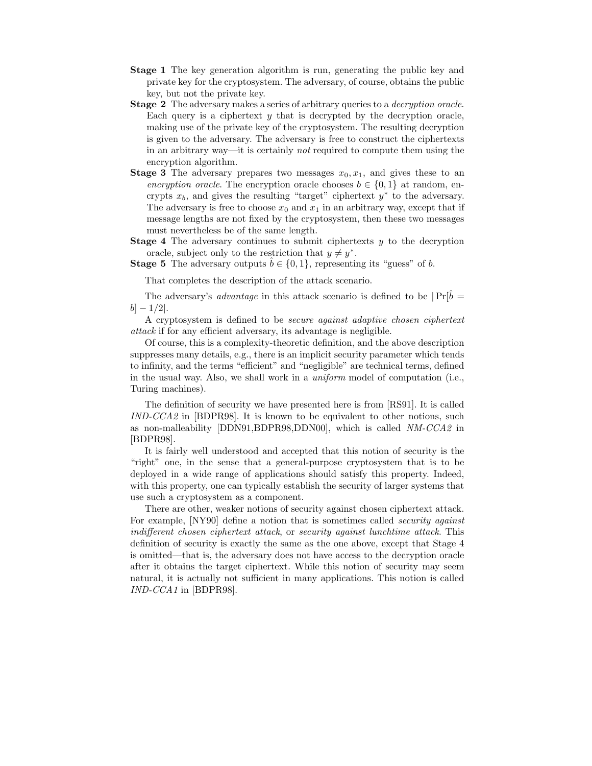**Stage 1** The key generation algorithm is run, generating the public key and private key for the cryptosystem. The adversary, of course, obtains the public key, but not the private key.

**Stage 2** The adversary makes a series of arbitrary queries to a *decryption oracle*. Each query is a ciphertext $y$ that is decrypted by the decryption oracle, making use of the private key of the cryptosystem. The resulting decryption is given to the adversary. The adversary is free to construct the ciphertexts in an arbitrary way—it is certainly *not* required to compute them using the encryption algorithm.

**Stage 3** The adversary prepares two messages $x_0, x_1$, and gives these to an *encryption oracle*. The encryption oracle chooses $b \in \{0, 1\}$ at random, encrypts $x_b$, and gives the resulting "target" ciphertext $y^*$ to the adversary. The adversary is free to choose $x_0$ and $x_1$ in an arbitrary way, except that if message lengths are not fixed by the cryptosystem, then these two messages must nevertheless be of the same length.

**Stage 4** The adversary continues to submit ciphertexts $y$ to the decryption oracle, subject only to the restriction that $y \neq y^*$.

**Stage 5** The adversary outputs $\hat{b} \in \{0, 1\}$, representing its "guess" of $b$.

That completes the description of the attack scenario.

The adversary's *advantage* in this attack scenario is defined to be $|\Pr[\hat{b} = b] - 1/2|$.

A cryptosystem is defined to be *secure against adaptive chosen ciphertext attack* if for any efficient adversary, its advantage is negligible.

Of course, this is a complexity-theoretic definition, and the above description suppresses many details, e.g., there is an implicit security parameter which tends to infinity, and the terms "efficient" and "negligible" are technical terms, defined in the usual way. Also, we shall work in a *uniform* model of computation (i.e., Turing machines).

The definition of security we have presented here is from [RS91]. It is called *IND-CCA2* in [BDPR98]. It is known to be equivalent to other notions, such as non-malleability [DDN91,BDPR98,DDN00], which is called *NM-CCA2* in [BDPR98].

It is fairly well understood and accepted that this notion of security is the "right" one, in the sense that a general-purpose cryptosystem that is to be deployed in a wide range of applications should satisfy this property. Indeed, with this property, one can typically establish the security of larger systems that use such a cryptosystem as a component.

There are other, weaker notions of security against chosen ciphertext attack. For example, [NY90] define a notion that is sometimes called *security against indifferent chosen ciphertext attack*, or *security against lunchtime attack*. This definition of security is exactly the same as the one above, except that Stage 4 is omitted—that is, the adversary does not have access to the decryption oracle after it obtains the target ciphertext. While this notion of security may seem natural, it is actually not sufficient in many applications. This notion is called *IND-CCA1* in [BDPR98].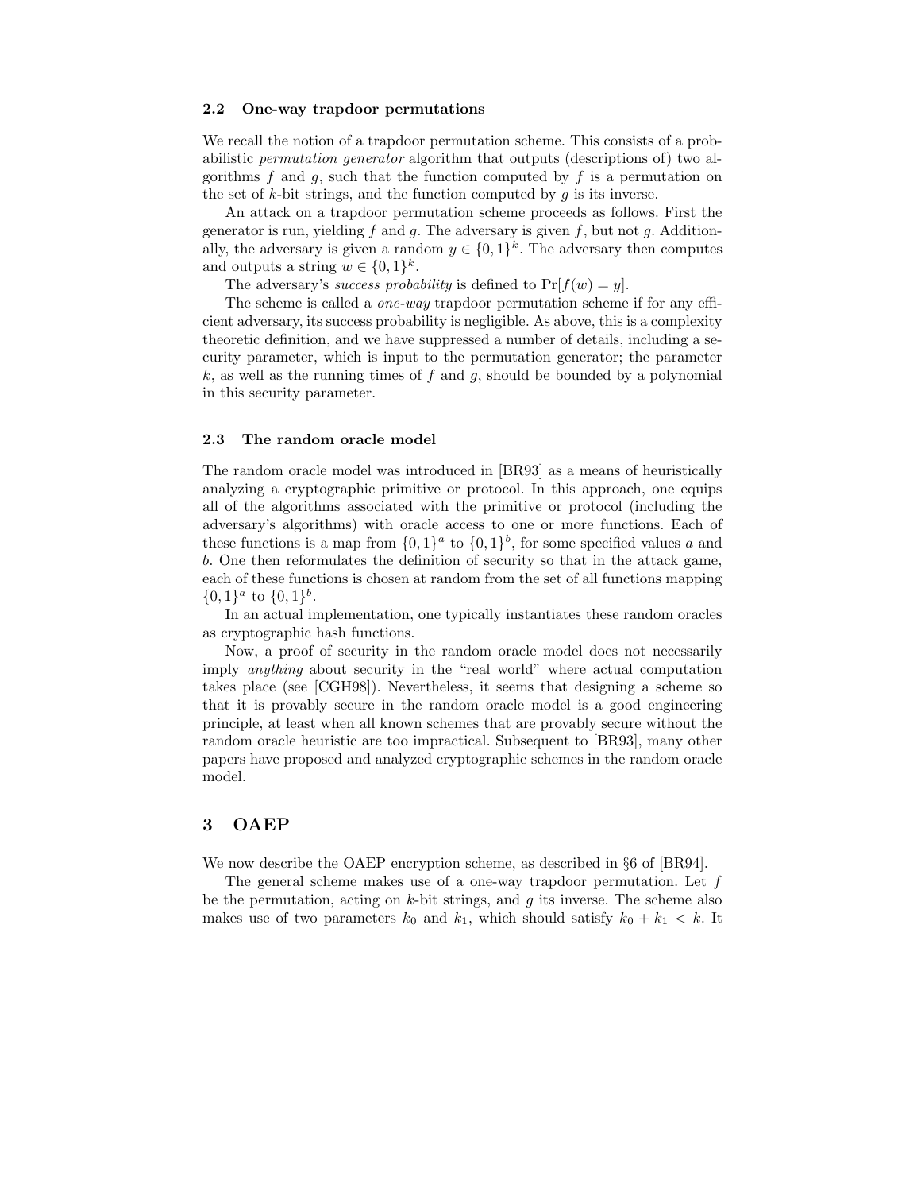### 2.2 One-way trapdoor permutations

We recall the notion of a trapdoor permutation scheme. This consists of a probabilistic *permutation generator* algorithm that outputs (descriptions of) two algorithms $f$ and $g$, such that the function computed by $f$ is a permutation on the set of $k$-bit strings, and the function computed by $g$ is its inverse.

An attack on a trapdoor permutation scheme proceeds as follows. First the generator is run, yielding $f$ and $g$. The adversary is given $f$, but not $g$. Additionally, the adversary is given a random $y \in \{0,1\}^k$. The adversary then computes and outputs a string $w \in \{0,1\}^k$.

The adversary's *success probability* is defined to $\Pr[f(w) = y]$.

The scheme is called a *one-way* trapdoor permutation scheme if for any efficient adversary, its success probability is negligible. As above, this is a complexity theoretic definition, and we have suppressed a number of details, including a security parameter, which is input to the permutation generator; the parameter $k$, as well as the running times of $f$ and $g$, should be bounded by a polynomial in this security parameter.

### 2.3 The random oracle model

The random oracle model was introduced in [BR93] as a means of heuristically analyzing a cryptographic primitive or protocol. In this approach, one equips all of the algorithms associated with the primitive or protocol (including the adversary's algorithms) with oracle access to one or more functions. Each of these functions is a map from $\{0,1\}^a$ to $\{0,1\}^b$, for some specified values $a$ and $b$. One then reformulates the definition of security so that in the attack game, each of these functions is chosen at random from the set of all functions mapping $\{0,1\}^a$ to $\{0,1\}^b$.

In an actual implementation, one typically instantiates these random oracles as cryptographic hash functions.

Now, a proof of security in the random oracle model does not necessarily imply *anything* about security in the "real world" where actual computation takes place (see [CGH98]). Nevertheless, it seems that designing a scheme so that it is provably secure in the random oracle model is a good engineering principle, at least when all known schemes that are provably secure without the random oracle heuristic are too impractical. Subsequent to [BR93], many other papers have proposed and analyzed cryptographic schemes in the random oracle model.

## 3 OAEP

We now describe the OAEP encryption scheme, as described in §6 of [BR94].

The general scheme makes use of a one-way trapdoor permutation. Let $f$ be the permutation, acting on $k$-bit strings, and $g$ its inverse. The scheme also makes use of two parameters $k_0$ and $k_1$, which should satisfy $k_0 + k_1 < k$. It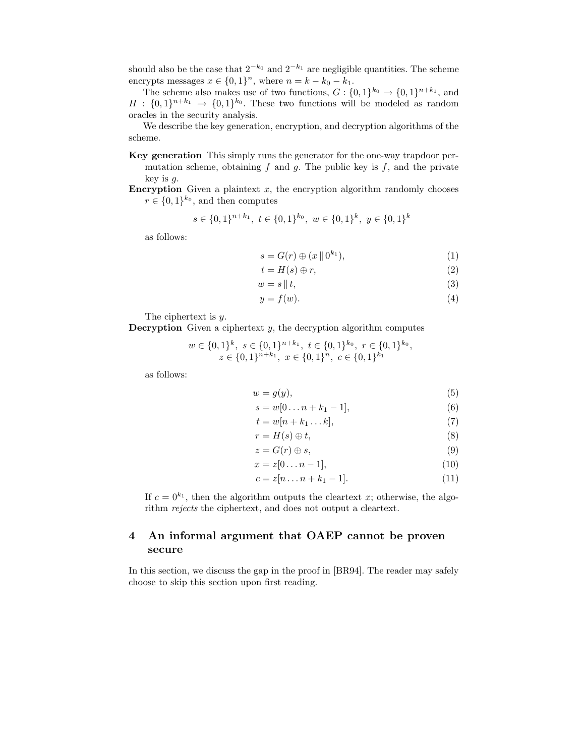should also be the case that $2^{-k_0}$ and $2^{-k_1}$ are negligible quantities. The scheme encrypts messages $x \in \{0,1\}^n$, where $n = k - k_0 - k_1$.

The scheme also makes use of two functions, $G : \{0,1\}^{k_0} \to \{0,1\}^{n+k_1}$, and $H : \{0,1\}^{n+k_1} \to \{0,1\}^{k_0}$. These two functions will be modeled as random oracles in the security analysis.

We describe the key generation, encryption, and decryption algorithms of the scheme.

**Key generation** This simply runs the generator for the one-way trapdoor permutation scheme, obtaining $f$ and $g$. The public key is $f$, and the private key is $g$.

**Encryption** Given a plaintext $x$, the encryption algorithm randomly chooses $r \in \{0,1\}^{k_0}$, and then computes

$$s \in \{0,1\}^{n+k_1},\ t \in \{0,1\}^{k_0},\ w \in \{0,1\}^{k},\ y \in \{0,1\}^{k}$$

as follows:

$$s = G(r) \oplus (x \,\|\, 0^{k_1}), \tag{1}$$

$$t = H(s) \oplus r, \tag{2}$$

$$w = s \,\|\, t, \tag{3}$$

$$y = f(w). \tag{4}$$

The ciphertext is $y$.

**Decryption** Given a ciphertext $y$, the decryption algorithm computes

$$w \in \{0,1\}^{k},\ s \in \{0,1\}^{n+k_1},\ t \in \{0,1\}^{k_0},\ r \in \{0,1\}^{k_0},$$
$$z \in \{0,1\}^{n+k_1},\ x \in \{0,1\}^{n},\ c \in \{0,1\}^{k_1}$$

as follows:

$$w = g(y), \tag{5}$$

$$s = w[0 \ldots n + k_1 - 1], \tag{6}$$

$$t = w[n + k_1 \ldots k], \tag{7}$$

$$r = H(s) \oplus t, \tag{8}$$

$$z = G(r) \oplus s, \tag{9}$$

$$x = z[0 \ldots n - 1], \tag{10}$$

$$c = z[n \ldots n + k_1 - 1]. \tag{11}$$

If $c = 0^{k_1}$, then the algorithm outputs the cleartext $x$; otherwise, the algorithm *rejects* the ciphertext, and does not output a cleartext.

## 4 An informal argument that OAEP cannot be proven secure

In this section, we discuss the gap in the proof in [BR94]. The reader may safely choose to skip this section upon first reading.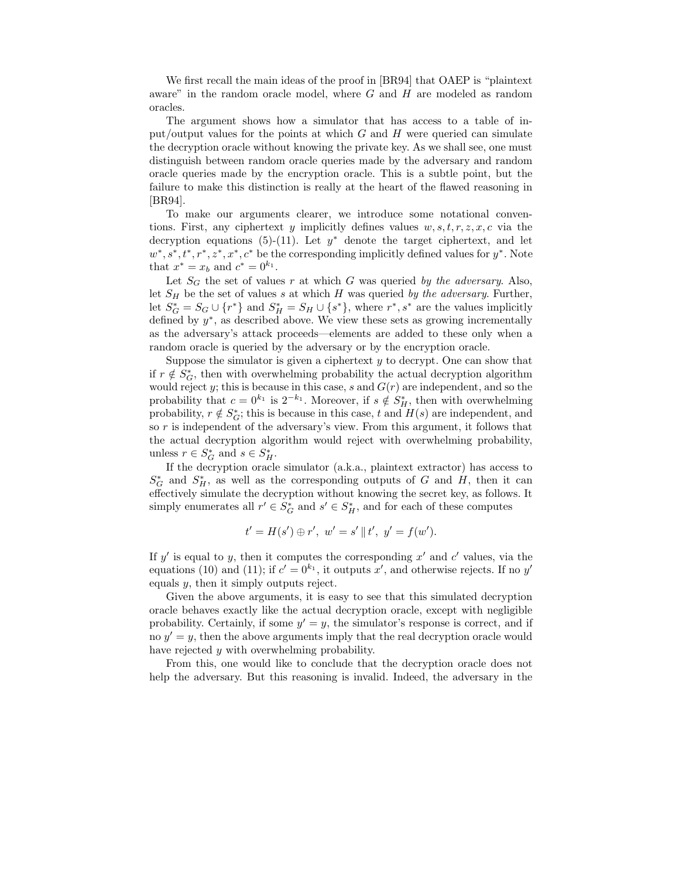We first recall the main ideas of the proof in [BR94] that OAEP is "plaintext aware" in the random oracle model, where $G$ and $H$ are modeled as random oracles.

The argument shows how a simulator that has access to a table of input/output values for the points at which $G$ and $H$ were queried can simulate the decryption oracle without knowing the private key. As we shall see, one must distinguish between random oracle queries made by the adversary and random oracle queries made by the encryption oracle. This is a subtle point, but the failure to make this distinction is really at the heart of the flawed reasoning in [BR94].

To make our arguments clearer, we introduce some notational conventions. First, any ciphertext $y$ implicitly defines values $w, s, t, r, z, x, c$ via the decryption equations (5)-(11). Let $y^*$ denote the target ciphertext, and let $w^*, s^*, t^*, r^*, z^*, x^*, c^*$ be the corresponding implicitly defined values for $y^*$. Note that $x^* = x_b$ and $c^* = 0^{k_1}$.

Let $S_G$ the set of values $r$ at which $G$ was queried *by the adversary*. Also, let $S_H$ be the set of values $s$ at which $H$ was queried *by the adversary*. Further, let $S_G^* = S_G \cup \{r^*\}$ and $S_H^* = S_H \cup \{s^*\}$, where $r^*, s^*$ are the values implicitly defined by $y^*$, as described above. We view these sets as growing incrementally as the adversary's attack proceeds—elements are added to these only when a random oracle is queried by the adversary or by the encryption oracle.

Suppose the simulator is given a ciphertext $y$ to decrypt. One can show that if $r \notin S_G^*$, then with overwhelming probability the actual decryption algorithm would reject $y$; this is because in this case, $s$ and $G(r)$ are independent, and so the probability that $c = 0^{k_1}$ is $2^{-k_1}$. Moreover, if $s \notin S_H^*$, then with overwhelming probability, $r \notin S_G^*$; this is because in this case, $t$ and $H(s)$ are independent, and so $r$ is independent of the adversary's view. From this argument, it follows that the actual decryption algorithm would reject with overwhelming probability, unless $r \in S_G^*$ and $s \in S_H^*$.

If the decryption oracle simulator (a.k.a., plaintext extractor) has access to $S_G^*$ and $S_H^*$, as well as the corresponding outputs of $G$ and $H$, then it can effectively simulate the decryption without knowing the secret key, as follows. It simply enumerates all $r' \in S_G^*$ and $s' \in S_H^*$, and for each of these computes

$$t' = H(s') \oplus r', \ w' = s' \,\|\, t', \ y' = f(w').$$

If $y'$ is equal to $y$, then it computes the corresponding $x'$ and $c'$ values, via the equations (10) and (11); if $c' = 0^{k_1}$, it outputs $x'$, and otherwise rejects. If no $y'$ equals $y$, then it simply outputs reject.

Given the above arguments, it is easy to see that this simulated decryption oracle behaves exactly like the actual decryption oracle, except with negligible probability. Certainly, if some $y' = y$, the simulator's response is correct, and if no $y' = y$, then the above arguments imply that the real decryption oracle would have rejected $y$ with overwhelming probability.

From this, one would like to conclude that the decryption oracle does not help the adversary. But this reasoning is invalid. Indeed, the adversary in the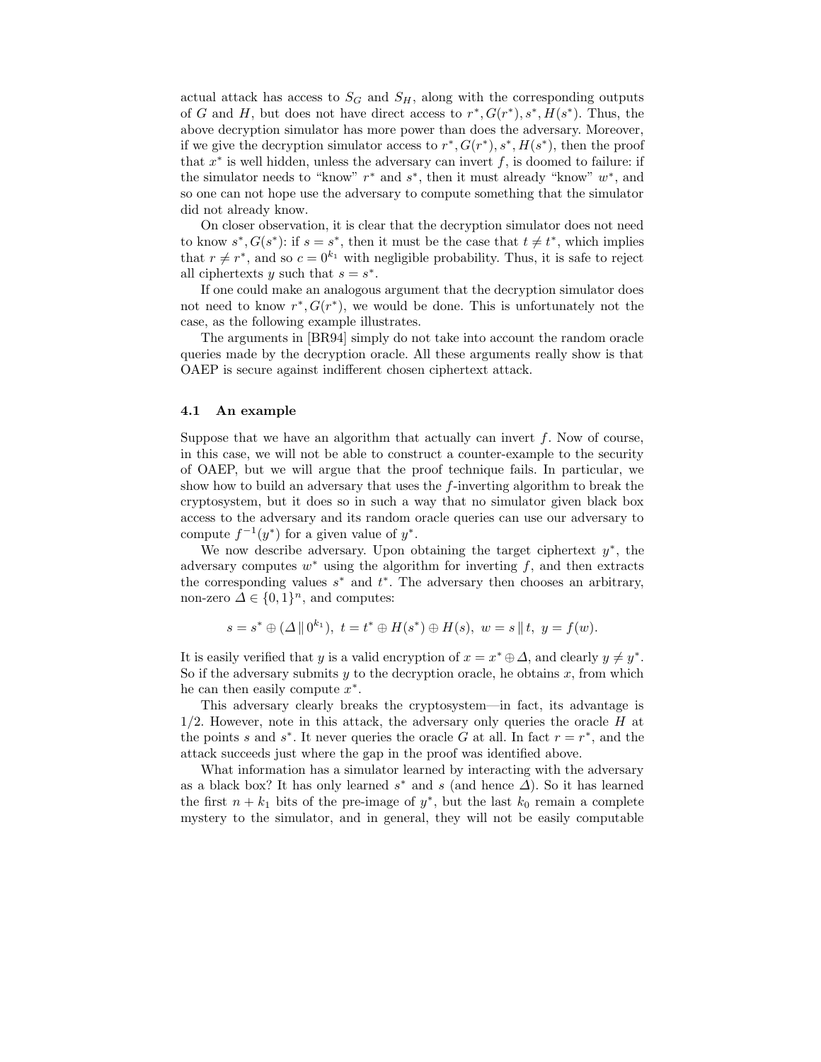actual attack has access to $S_G$ and $S_H$, along with the corresponding outputs of $G$ and $H$, but does not have direct access to $r^*, G(r^*), s^*, H(s^*)$. Thus, the above decryption simulator has more power than does the adversary. Moreover, if we give the decryption simulator access to $r^*, G(r^*), s^*, H(s^*)$, then the proof that $x^*$ is well hidden, unless the adversary can invert $f$, is doomed to failure: if the simulator needs to "know" $r^*$ and $s^*$, then it must already "know" $w^*$, and so one can not hope use the adversary to compute something that the simulator did not already know.

On closer observation, it is clear that the decryption simulator does not need to know $s^*, G(s^*)$: if $s = s^*$, then it must be the case that $t \neq t^*$, which implies that $r \neq r^*$, and so $c = 0^{k_1}$ with negligible probability. Thus, it is safe to reject all ciphertexts $y$ such that $s = s^*$.

If one could make an analogous argument that the decryption simulator does not need to know $r^*, G(r^*)$, we would be done. This is unfortunately not the case, as the following example illustrates.

The arguments in [BR94] simply do not take into account the random oracle queries made by the decryption oracle. All these arguments really show is that OAEP is secure against indifferent chosen ciphertext attack.

### 4.1 An example

Suppose that we have an algorithm that actually can invert $f$. Now of course, in this case, we will not be able to construct a counter-example to the security of OAEP, but we will argue that the proof technique fails. In particular, we show how to build an adversary that uses the $f$-inverting algorithm to break the cryptosystem, but it does so in such a way that no simulator given black box access to the adversary and its random oracle queries can use our adversary to compute $f^{-1}(y^*)$ for a given value of $y^*$.

We now describe adversary. Upon obtaining the target ciphertext $y^*$, the adversary computes $w^*$ using the algorithm for inverting $f$, and then extracts the corresponding values $s^*$ and $t^*$. The adversary then chooses an arbitrary, non-zero $\Delta \in \{0,1\}^n$, and computes:

$$s = s^* \oplus (\Delta \,\|\, 0^{k_1}),\ t = t^* \oplus H(s^*) \oplus H(s),\ w = s \,\|\, t,\ y = f(w).$$

It is easily verified that $y$ is a valid encryption of $x = x^* \oplus \Delta$, and clearly $y \neq y^*$. So if the adversary submits $y$ to the decryption oracle, he obtains $x$, from which he can then easily compute $x^*$.

This adversary clearly breaks the cryptosystem—in fact, its advantage is 1/2. However, note in this attack, the adversary only queries the oracle $H$ at the points $s$ and $s^*$. It never queries the oracle $G$ at all. In fact $r = r^*$, and the attack succeeds just where the gap in the proof was identified above.

What information has a simulator learned by interacting with the adversary as a black box? It has only learned $s^*$ and $s$ (and hence $\Delta$). So it has learned the first $n + k_1$ bits of the pre-image of $y^*$, but the last $k_0$ remain a complete mystery to the simulator, and in general, they will not be easily computable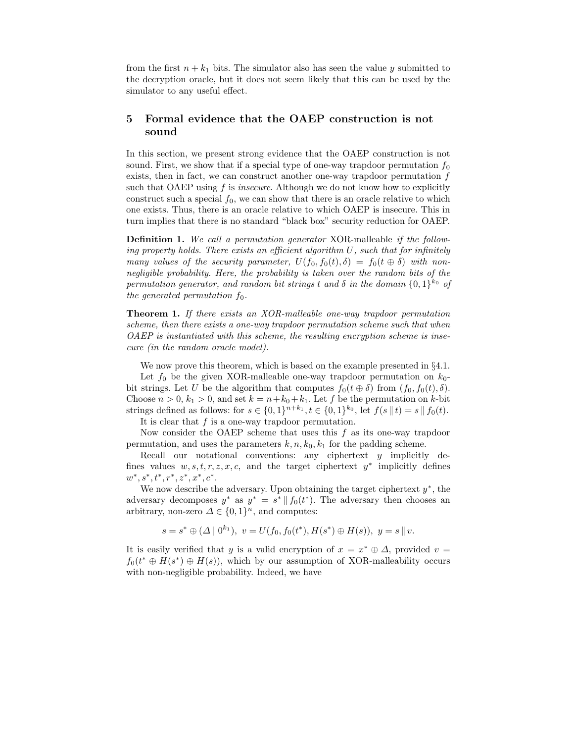from the first $n + k_1$ bits. The simulator also has seen the value $y$ submitted to the decryption oracle, but it does not seem likely that this can be used by the simulator to any useful effect.

## 5 Formal evidence that the OAEP construction is not sound

In this section, we present strong evidence that the OAEP construction is not sound. First, we show that if a special type of one-way trapdoor permutation $f_0$ exists, then in fact, we can construct another one-way trapdoor permutation $f$ such that OAEP using $f$ is *insecure*. Although we do not know how to explicitly construct such a special $f_0$, we can show that there is an oracle relative to which one exists. Thus, there is an oracle relative to which OAEP is insecure. This in turn implies that there is no standard "black box" security reduction for OAEP.

**Definition 1.** *We call a permutation generator* XOR-malleable *if the following property holds. There exists an efficient algorithm $U$, such that for infinitely many values of the security parameter, $U(f_0, f_0(t), \delta) = f_0(t \oplus \delta)$ with non-negligible probability. Here, the probability is taken over the random bits of the permutation generator, and random bit strings $t$ and $\delta$ in the domain $\{0,1\}^{k_0}$ of the generated permutation $f_0$.*

**Theorem 1.** *If there exists an XOR-malleable one-way trapdoor permutation scheme, then there exists a one-way trapdoor permutation scheme such that when OAEP is instantiated with this scheme, the resulting encryption scheme is insecure (in the random oracle model).*

We now prove this theorem, which is based on the example presented in §4.1.

Let $f_0$ be the given XOR-malleable one-way trapdoor permutation on $k_0$-bit strings. Let $U$ be the algorithm that computes $f_0(t \oplus \delta)$ from $(f_0, f_0(t), \delta)$. Choose $n > 0$, $k_1 > 0$, and set $k = n + k_0 + k_1$. Let $f$ be the permutation on $k$-bit strings defined as follows: for $s \in \{0,1\}^{n+k_1}, t \in \{0,1\}^{k_0}$, let $f(s \,\|\, t) = s \,\|\, f_0(t)$.

It is clear that $f$ is a one-way trapdoor permutation.

Now consider the OAEP scheme that uses this $f$ as its one-way trapdoor permutation, and uses the parameters $k, n, k_0, k_1$ for the padding scheme.

Recall our notational conventions: any ciphertext $y$ implicitly defines values $w, s, t, r, z, x, c$, and the target ciphertext $y^*$ implicitly defines $w^*, s^*, t^*, r^*, z^*, x^*, c^*$.

We now describe the adversary. Upon obtaining the target ciphertext $y^*$, the adversary decomposes $y^*$ as $y^* = s^* \,\|\, f_0(t^*)$. The adversary then chooses an arbitrary, non-zero $\Delta \in \{0,1\}^n$, and computes:

$$s = s^* \oplus (\Delta \,\|\, 0^{k_1}), \;\; v = U(f_0, f_0(t^*), H(s^*) \oplus H(s)), \;\; y = s \,\|\, v.$$

It is easily verified that $y$ is a valid encryption of $x = x^* \oplus \Delta$, provided $v = f_0(t^* \oplus H(s^*) \oplus H(s))$, which by our assumption of XOR-malleability occurs with non-negligible probability. Indeed, we have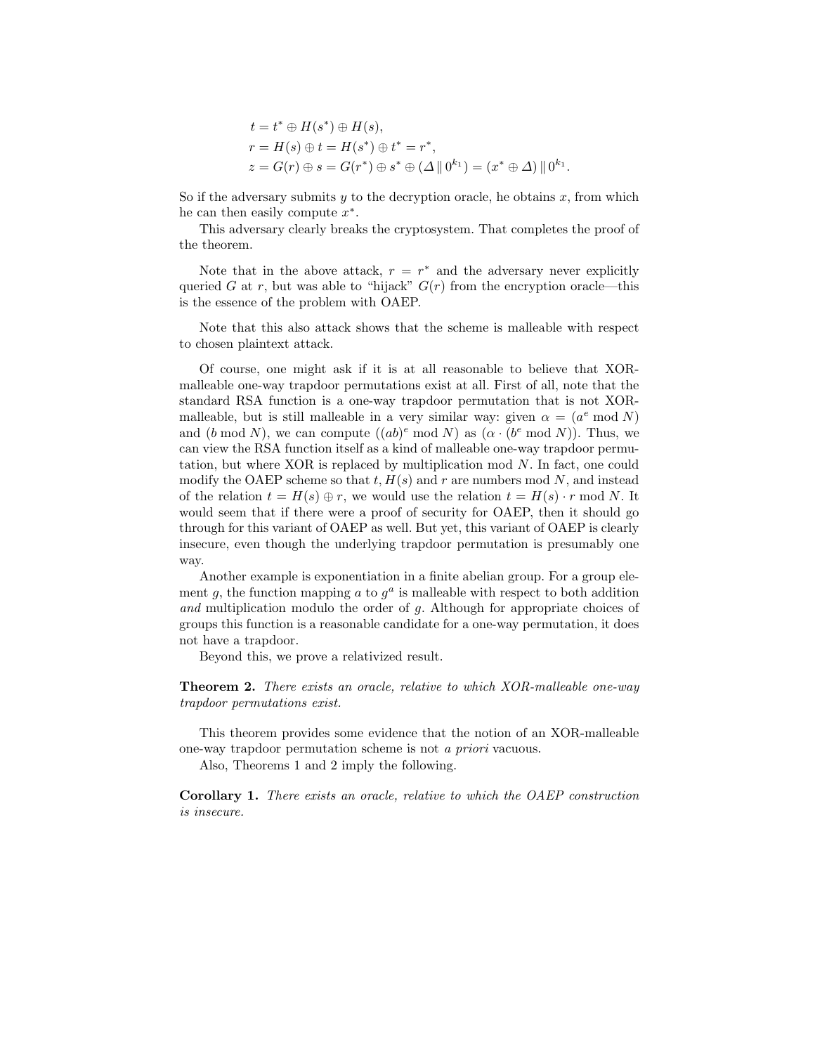$$
\begin{aligned}
t &= t^* \oplus H(s^*) \oplus H(s), \\
r &= H(s) \oplus t = H(s^*) \oplus t^* = r^*, \\
z &= G(r) \oplus s = G(r^*) \oplus s^* \oplus (\Delta \,\|\, 0^{k_1}) = (x^* \oplus \Delta) \,\|\, 0^{k_1}.
\end{aligned}
$$

So if the adversary submits $y$ to the decryption oracle, he obtains $x$, from which he can then easily compute $x^*$.

This adversary clearly breaks the cryptosystem. That completes the proof of the theorem.

Note that in the above attack, $r = r^*$ and the adversary never explicitly queried $G$ at $r$, but was able to "hijack" $G(r)$ from the encryption oracle—this is the essence of the problem with OAEP.

Note that this also attack shows that the scheme is malleable with respect to chosen plaintext attack.

Of course, one might ask if it is at all reasonable to believe that XOR-malleable one-way trapdoor permutations exist at all. First of all, note that the standard RSA function is a one-way trapdoor permutation that is not XOR-malleable, but is still malleable in a very similar way: given $\alpha = (a^e \bmod N)$ and $(b \bmod N)$, we can compute $((ab)^e \bmod N)$ as $(\alpha \cdot (b^e \bmod N))$. Thus, we can view the RSA function itself as a kind of malleable one-way trapdoor permutation, but where XOR is replaced by multiplication mod $N$. In fact, one could modify the OAEP scheme so that $t$, $H(s)$ and $r$ are numbers mod $N$, and instead of the relation $t = H(s) \oplus r$, we would use the relation $t = H(s) \cdot r \bmod N$. It would seem that if there were a proof of security for OAEP, then it should go through for this variant of OAEP as well. But yet, this variant of OAEP is clearly insecure, even though the underlying trapdoor permutation is presumably one way.

Another example is exponentiation in a finite abelian group. For a group element $g$, the function mapping $a$ to $g^a$ is malleable with respect to both addition *and* multiplication modulo the order of $g$. Although for appropriate choices of groups this function is a reasonable candidate for a one-way permutation, it does not have a trapdoor.

Beyond this, we prove a relativized result.

**Theorem 2.** *There exists an oracle, relative to which XOR-malleable one-way trapdoor permutations exist.*

This theorem provides some evidence that the notion of an XOR-malleable one-way trapdoor permutation scheme is not *a priori* vacuous.

Also, Theorems 1 and 2 imply the following.

**Corollary 1.** *There exists an oracle, relative to which the OAEP construction is insecure.*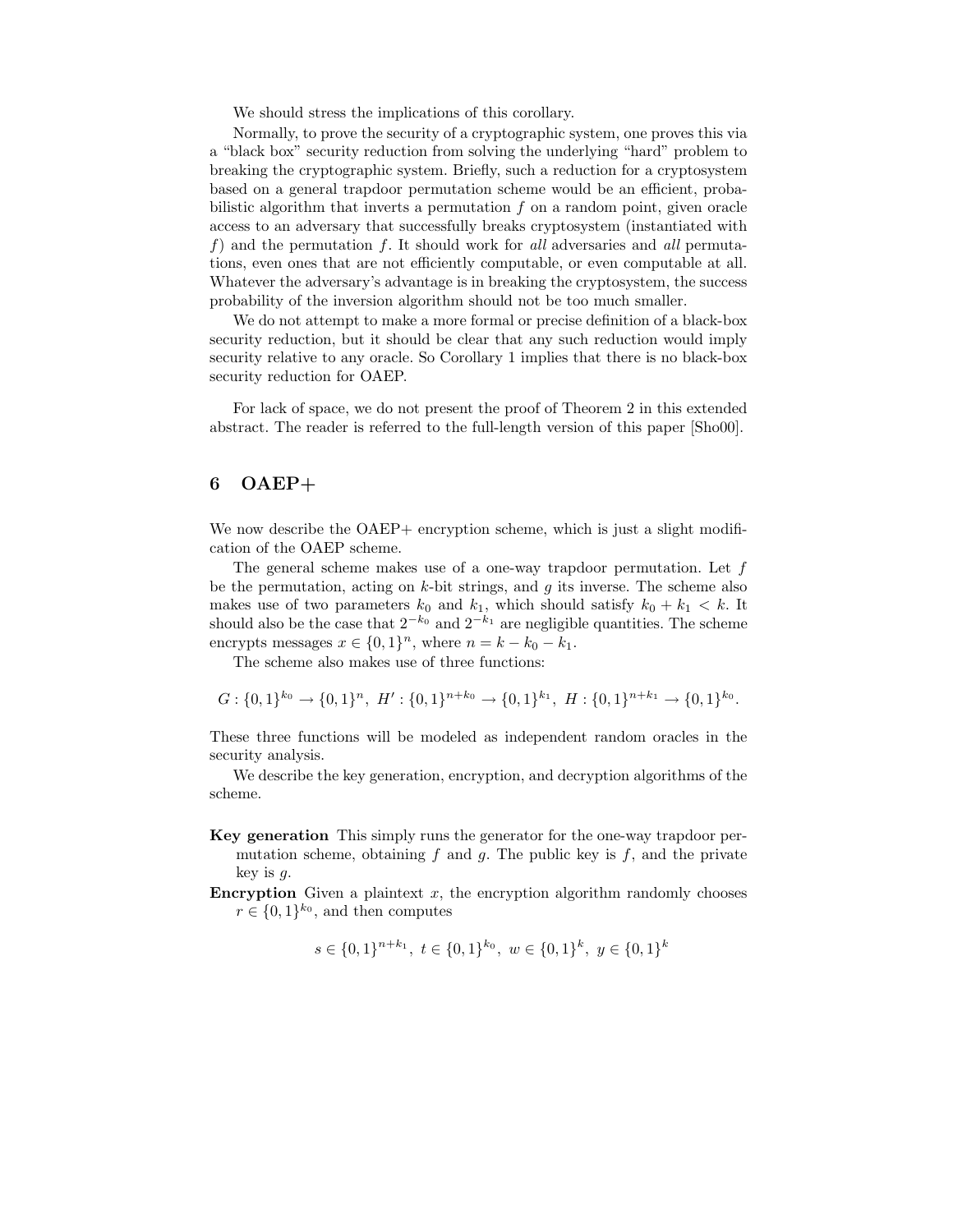We should stress the implications of this corollary.

Normally, to prove the security of a cryptographic system, one proves this via a "black box" security reduction from solving the underlying "hard" problem to breaking the cryptographic system. Briefly, such a reduction for a cryptosystem based on a general trapdoor permutation scheme would be an efficient, probabilistic algorithm that inverts a permutation $f$ on a random point, given oracle access to an adversary that successfully breaks cryptosystem (instantiated with $f$) and the permutation $f$. It should work for *all* adversaries and *all* permutations, even ones that are not efficiently computable, or even computable at all. Whatever the adversary's advantage is in breaking the cryptosystem, the success probability of the inversion algorithm should not be too much smaller.

We do not attempt to make a more formal or precise definition of a black-box security reduction, but it should be clear that any such reduction would imply security relative to any oracle. So Corollary 1 implies that there is no black-box security reduction for OAEP.

For lack of space, we do not present the proof of Theorem 2 in this extended abstract. The reader is referred to the full-length version of this paper [Sho00].

## 6 OAEP+

We now describe the OAEP+ encryption scheme, which is just a slight modification of the OAEP scheme.

The general scheme makes use of a one-way trapdoor permutation. Let $f$ be the permutation, acting on $k$-bit strings, and $g$ its inverse. The scheme also makes use of two parameters $k_0$ and $k_1$, which should satisfy $k_0 + k_1 < k$. It should also be the case that $2^{-k_0}$ and $2^{-k_1}$ are negligible quantities. The scheme encrypts messages $x \in \{0,1\}^n$, where $n = k - k_0 - k_1$.

The scheme also makes use of three functions:

$$G : \{0,1\}^{k_0} \to \{0,1\}^n, \; H' : \{0,1\}^{n+k_0} \to \{0,1\}^{k_1}, \; H : \{0,1\}^{n+k_1} \to \{0,1\}^{k_0}.$$

These three functions will be modeled as independent random oracles in the security analysis.

We describe the key generation, encryption, and decryption algorithms of the scheme.

**Key generation** This simply runs the generator for the one-way trapdoor permutation scheme, obtaining $f$ and $g$. The public key is $f$, and the private key is $g$.

**Encryption** Given a plaintext $x$, the encryption algorithm randomly chooses $r \in \{0,1\}^{k_0}$, and then computes

$$s \in \{0,1\}^{n+k_1}, \; t \in \{0,1\}^{k_0}, \; w \in \{0,1\}^k, \; y \in \{0,1\}^k$$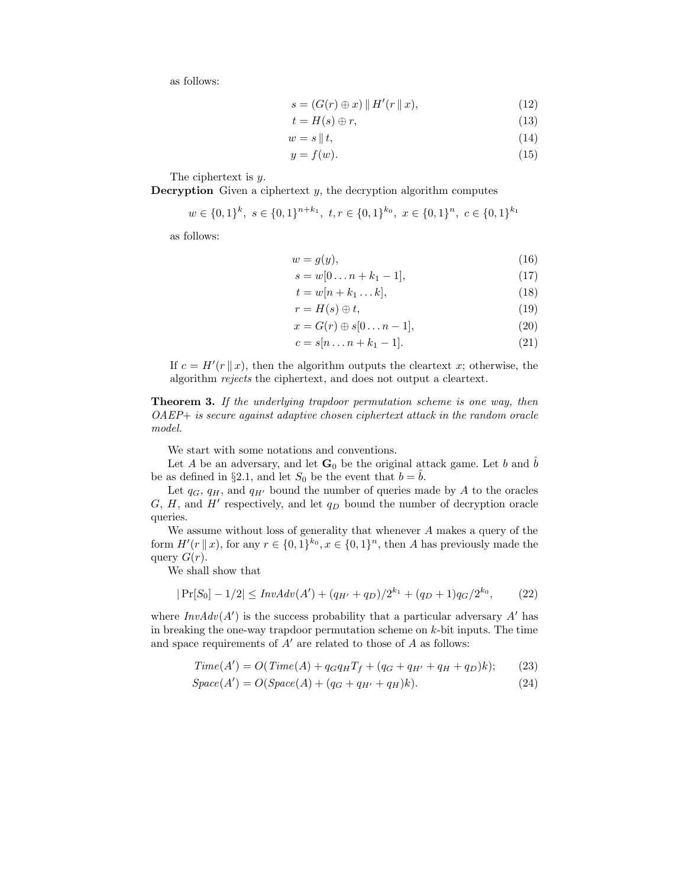as follows:

$$s = (G(r) \oplus x) \,\|\, H'(r \,\|\, x), \tag{12}$$

$$t = H(s) \oplus r, \tag{13}$$

$$w = s \,\|\, t, \tag{14}$$

$$y = f(w). \tag{15}$$

The ciphertext is $y$.

**Decryption** Given a ciphertext $y$, the decryption algorithm computes

$$w \in \{0,1\}^k,\ s \in \{0,1\}^{n+k_1},\ t, r \in \{0,1\}^{k_0},\ x \in \{0,1\}^n,\ c \in \{0,1\}^{k_1}$$

as follows:

$$w = g(y), \tag{16}$$

$$s = w[0 \ldots n + k_1 - 1], \tag{17}$$

$$t = w[n + k_1 \ldots k], \tag{18}$$

$$r = H(s) \oplus t, \tag{19}$$

$$x = G(r) \oplus s[0 \ldots n-1], \tag{20}$$

$$c = s[n \ldots n + k_1 - 1]. \tag{21}$$

If $c = H'(r \,\|\, x)$, then the algorithm outputs the cleartext $x$; otherwise, the algorithm *rejects* the ciphertext, and does not output a cleartext.

**Theorem 3.** *If the underlying trapdoor permutation scheme is one way, then OAEP+ is secure against adaptive chosen ciphertext attack in the random oracle model.*

We start with some notations and conventions.

Let $A$ be an adversary, and let $\mathbf{G}_0$ be the original attack game. Let $b$ and $\hat{b}$ be as defined in §2.1, and let $S_0$ be the event that $b = \hat{b}$.

Let $q_G$, $q_H$, and $q_{H'}$ bound the number of queries made by $A$ to the oracles $G$, $H$, and $H'$ respectively, and let $q_D$ bound the number of decryption oracle queries.

We assume without loss of generality that whenever $A$ makes a query of the form $H'(r \,\|\, x)$, for any $r \in \{0,1\}^{k_0}, x \in \{0,1\}^n$, then $A$ has previously made the query $G(r)$.

We shall show that

$$|\Pr[S_0] - 1/2| \leq \mathit{InvAdv}(A') + (q_{H'} + q_D)/2^{k_1} + (q_D + 1)q_G/2^{k_0}, \tag{22}$$

where $\mathit{InvAdv}(A')$ is the success probability that a particular adversary $A'$ has in breaking the one-way trapdoor permutation scheme on $k$-bit inputs. The time and space requirements of $A'$ are related to those of $A$ as follows:

$$\mathit{Time}(A') = O(\mathit{Time}(A) + q_G q_H T_f + (q_G + q_{H'} + q_H + q_D)k); \tag{23}$$

$$\mathit{Space}(A') = O(\mathit{Space}(A) + (q_G + q_{H'} + q_H)k). \tag{24}$$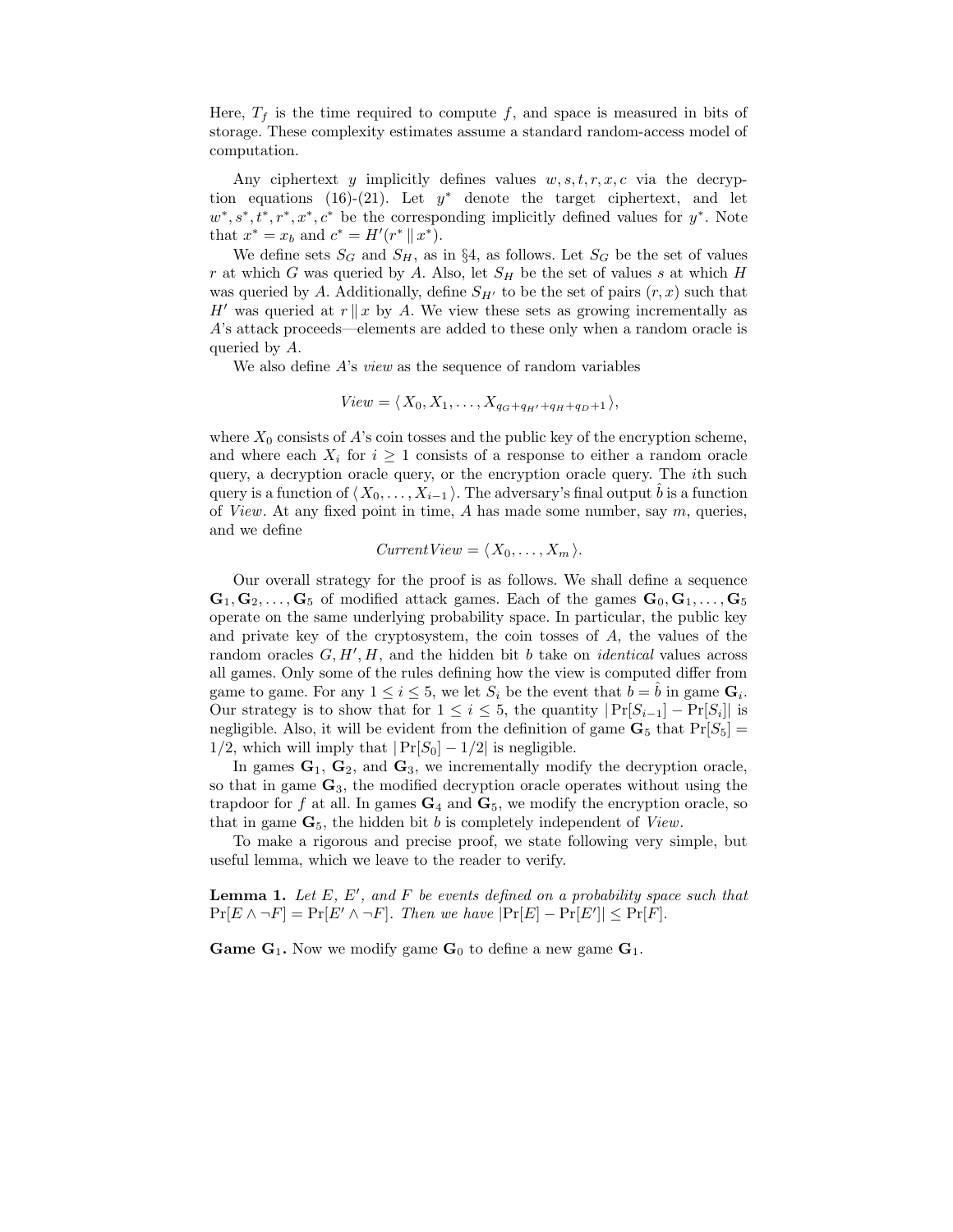Here, $T_f$ is the time required to compute $f$, and space is measured in bits of storage. These complexity estimates assume a standard random-access model of computation.

Any ciphertext $y$ implicitly defines values $w, s, t, r, x, c$ via the decryption equations (16)-(21). Let $y^*$ denote the target ciphertext, and let $w^*, s^*, t^*, r^*, x^*, c^*$ be the corresponding implicitly defined values for $y^*$. Note that $x^* = x_b$ and $c^* = H'(r^* \| x^*)$.

We define sets $S_G$ and $S_H$, as in §4, as follows. Let $S_G$ be the set of values $r$ at which $G$ was queried by $A$. Also, let $S_H$ be the set of values $s$ at which $H$ was queried by $A$. Additionally, define $S_{H'}$ to be the set of pairs $(r, x)$ such that $H'$ was queried at $r \| x$ by $A$. We view these sets as growing incrementally as $A$'s attack proceeds—elements are added to these only when a random oracle is queried by $A$.

We also define $A$'s *view* as the sequence of random variables

$$View = \langle X_0, X_1, \ldots, X_{q_G + q_{H'} + q_H + q_D + 1} \rangle,$$

where $X_0$ consists of $A$'s coin tosses and the public key of the encryption scheme, and where each $X_i$ for $i \geq 1$ consists of a response to either a random oracle query, a decryption oracle query, or the encryption oracle query. The $i$th such query is a function of $\langle X_0, \ldots, X_{i-1} \rangle$. The adversary's final output $\hat{b}$ is a function of *View*. At any fixed point in time, $A$ has made some number, say $m$, queries, and we define

$$CurrentView = \langle X_0, \ldots, X_m \rangle.$$

Our overall strategy for the proof is as follows. We shall define a sequence $\mathbf{G}_1, \mathbf{G}_2, \ldots, \mathbf{G}_5$ of modified attack games. Each of the games $\mathbf{G}_0, \mathbf{G}_1, \ldots, \mathbf{G}_5$ operate on the same underlying probability space. In particular, the public key and private key of the cryptosystem, the coin tosses of $A$, the values of the random oracles $G, H', H$, and the hidden bit $b$ take on *identical* values across all games. Only some of the rules defining how the view is computed differ from game to game. For any $1 \leq i \leq 5$, we let $S_i$ be the event that $b = \hat{b}$ in game $\mathbf{G}_i$. Our strategy is to show that for $1 \leq i \leq 5$, the quantity $|\Pr[S_{i-1}] - \Pr[S_i]|$ is negligible. Also, it will be evident from the definition of game $\mathbf{G}_5$ that $\Pr[S_5] = 1/2$, which will imply that $|\Pr[S_0] - 1/2|$ is negligible.

In games $\mathbf{G}_1$, $\mathbf{G}_2$, and $\mathbf{G}_3$, we incrementally modify the decryption oracle, so that in game $\mathbf{G}_3$, the modified decryption oracle operates without using the trapdoor for $f$ at all. In games $\mathbf{G}_4$ and $\mathbf{G}_5$, we modify the encryption oracle, so that in game $\mathbf{G}_5$, the hidden bit $b$ is completely independent of *View*.

To make a rigorous and precise proof, we state following very simple, but useful lemma, which we leave to the reader to verify.

**Lemma 1.** *Let $E$, $E'$, and $F$ be events defined on a probability space such that $\Pr[E \wedge \neg F] = \Pr[E' \wedge \neg F]$. Then we have $|\Pr[E] - \Pr[E']| \leq \Pr[F]$.*

**Game $\mathbf{G}_1$.** Now we modify game $\mathbf{G}_0$ to define a new game $\mathbf{G}_1$.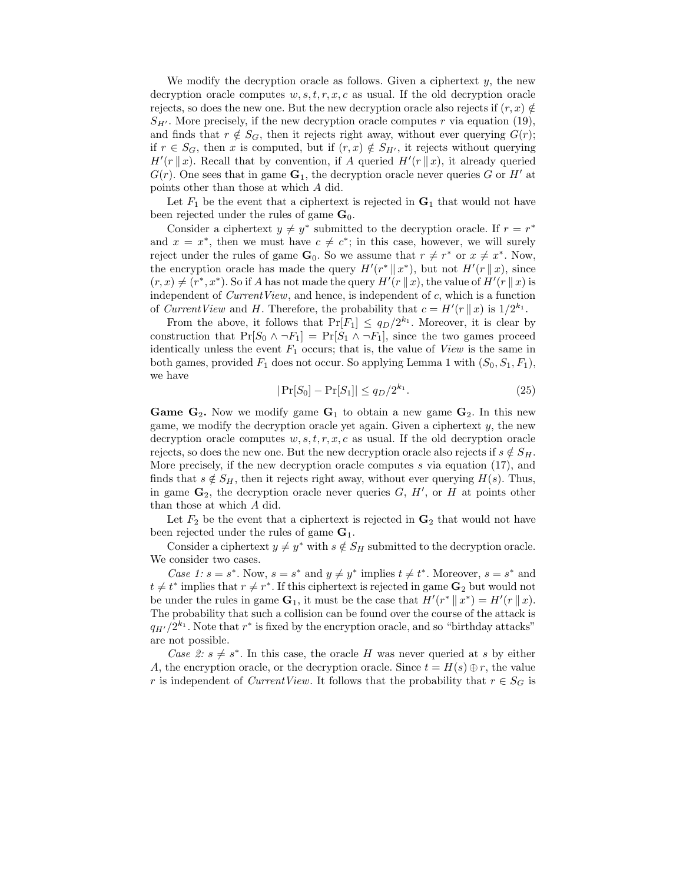We modify the decryption oracle as follows. Given a ciphertext $y$, the new decryption oracle computes $w, s, t, r, x, c$ as usual. If the old decryption oracle rejects, so does the new one. But the new decryption oracle also rejects if $(r, x) \notin S_{H'}$. More precisely, if the new decryption oracle computes $r$ via equation (19), and finds that $r \notin S_G$, then it rejects right away, without ever querying $G(r)$; if $r \in S_G$, then $x$ is computed, but if $(r, x) \notin S_{H'}$, it rejects without querying $H'(r \,\|\, x)$. Recall that by convention, if $A$ queried $H'(r \,\|\, x)$, it already queried $G(r)$. One sees that in game $\mathbf{G}_1$, the decryption oracle never queries $G$ or $H'$ at points other than those at which $A$ did.

Let $F_1$ be the event that a ciphertext is rejected in $\mathbf{G}_1$ that would not have been rejected under the rules of game $\mathbf{G}_0$.

Consider a ciphertext $y \neq y^*$ submitted to the decryption oracle. If $r = r^*$ and $x = x^*$, then we must have $c \neq c^*$; in this case, however, we will surely reject under the rules of game $\mathbf{G}_0$. So we assume that $r \neq r^*$ or $x \neq x^*$. Now, the encryption oracle has made the query $H'(r^* \,\|\, x^*)$, but not $H'(r \,\|\, x)$, since $(r, x) \neq (r^*, x^*)$. So if $A$ has not made the query $H'(r \,\|\, x)$, the value of $H'(r \,\|\, x)$ is independent of *CurrentView*, and hence, is independent of $c$, which is a function of *CurrentView* and $H$. Therefore, the probability that $c = H'(r \,\|\, x)$ is $1/2^{k_1}$.

From the above, it follows that $\Pr[F_1] \leq q_D/2^{k_1}$. Moreover, it is clear by construction that $\Pr[S_0 \wedge \neg F_1] = \Pr[S_1 \wedge \neg F_1]$, since the two games proceed identically unless the event $F_1$ occurs; that is, the value of *View* is the same in both games, provided $F_1$ does not occur. So applying Lemma 1 with $(S_0, S_1, F_1)$, we have

$$|\Pr[S_0] - \Pr[S_1]| \leq q_D/2^{k_1}. \tag{25}$$

**Game $\mathbf{G}_2$.** Now we modify game $\mathbf{G}_1$ to obtain a new game $\mathbf{G}_2$. In this new game, we modify the decryption oracle yet again. Given a ciphertext $y$, the new decryption oracle computes $w, s, t, r, x, c$ as usual. If the old decryption oracle rejects, so does the new one. But the new decryption oracle also rejects if $s \notin S_H$. More precisely, if the new decryption oracle computes $s$ via equation (17), and finds that $s \notin S_H$, then it rejects right away, without ever querying $H(s)$. Thus, in game $\mathbf{G}_2$, the decryption oracle never queries $G$, $H'$, or $H$ at points other than those at which $A$ did.

Let $F_2$ be the event that a ciphertext is rejected in $\mathbf{G}_2$ that would not have been rejected under the rules of game $\mathbf{G}_1$.

Consider a ciphertext $y \neq y^*$ with $s \notin S_H$ submitted to the decryption oracle. We consider two cases.

*Case 1:* $s = s^*$. Now, $s = s^*$ and $y \neq y^*$ implies $t \neq t^*$. Moreover, $s = s^*$ and $t \neq t^*$ implies that $r \neq r^*$. If this ciphertext is rejected in game $\mathbf{G}_2$ but would not be under the rules in game $\mathbf{G}_1$, it must be the case that $H'(r^* \,\|\, x^*) = H'(r \,\|\, x)$. The probability that such a collision can be found over the course of the attack is $q_{H'}/2^{k_1}$. Note that $r^*$ is fixed by the encryption oracle, and so "birthday attacks" are not possible.

*Case 2:* $s \neq s^*$. In this case, the oracle $H$ was never queried at $s$ by either $A$, the encryption oracle, or the decryption oracle. Since $t = H(s) \oplus r$, the value $r$ is independent of *CurrentView*. It follows that the probability that $r \in S_G$ is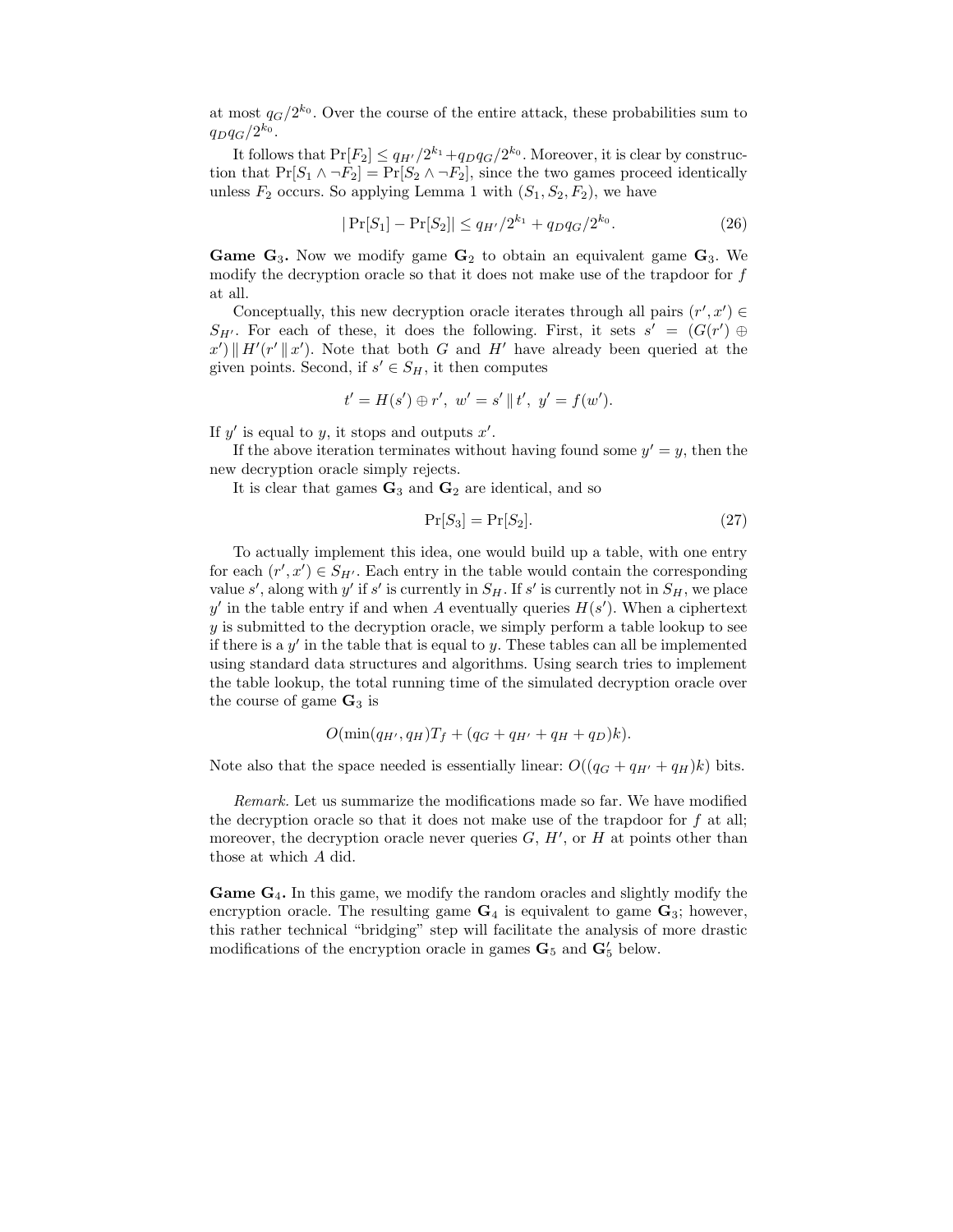at most $q_G/2^{k_0}$. Over the course of the entire attack, these probabilities sum to $q_D q_G/2^{k_0}$.

It follows that $\Pr[F_2] \leq q_{H'}/2^{k_1} + q_D q_G/2^{k_0}$. Moreover, it is clear by construction that $\Pr[S_1 \wedge \neg F_2] = \Pr[S_2 \wedge \neg F_2]$, since the two games proceed identically unless $F_2$ occurs. So applying Lemma 1 with $(S_1, S_2, F_2)$, we have

$$|\Pr[S_1] - \Pr[S_2]| \leq q_{H'}/2^{k_1} + q_D q_G/2^{k_0}. \tag{26}$$

**Game $\mathbf{G}_3$.** Now we modify game $\mathbf{G}_2$ to obtain an equivalent game $\mathbf{G}_3$. We modify the decryption oracle so that it does not make use of the trapdoor for $f$ at all.

Conceptually, this new decryption oracle iterates through all pairs $(r', x') \in S_{H'}$. For each of these, it does the following. First, it sets $s' = (G(r') \oplus x') \,\|\, H'(r' \,\|\, x')$. Note that both $G$ and $H'$ have already been queried at the given points. Second, if $s' \in S_H$, it then computes

$$t' = H(s') \oplus r',\ w' = s' \,\|\, t',\ y' = f(w').$$

If $y'$ is equal to $y$, it stops and outputs $x'$.

If the above iteration terminates without having found some $y' = y$, then the new decryption oracle simply rejects.

It is clear that games $\mathbf{G}_3$ and $\mathbf{G}_2$ are identical, and so

$$\Pr[S_3] = \Pr[S_2]. \tag{27}$$

To actually implement this idea, one would build up a table, with one entry for each $(r', x') \in S_{H'}$. Each entry in the table would contain the corresponding value $s'$, along with $y'$ if $s'$ is currently in $S_H$. If $s'$ is currently not in $S_H$, we place $y'$ in the table entry if and when $A$ eventually queries $H(s')$. When a ciphertext $y$ is submitted to the decryption oracle, we simply perform a table lookup to see if there is a $y'$ in the table that is equal to $y$. These tables can all be implemented using standard data structures and algorithms. Using search tries to implement the table lookup, the total running time of the simulated decryption oracle over the course of game $\mathbf{G}_3$ is

$$O(\min(q_{H'}, q_H) T_f + (q_G + q_{H'} + q_H + q_D)k).$$

Note also that the space needed is essentially linear: $O((q_G + q_{H'} + q_H)k)$ bits.

*Remark.* Let us summarize the modifications made so far. We have modified the decryption oracle so that it does not make use of the trapdoor for $f$ at all; moreover, the decryption oracle never queries $G$, $H'$, or $H$ at points other than those at which $A$ did.

**Game $\mathbf{G}_4$.** In this game, we modify the random oracles and slightly modify the encryption oracle. The resulting game $\mathbf{G}_4$ is equivalent to game $\mathbf{G}_3$; however, this rather technical "bridging" step will facilitate the analysis of more drastic modifications of the encryption oracle in games $\mathbf{G}_5$ and $\mathbf{G}'_5$ below.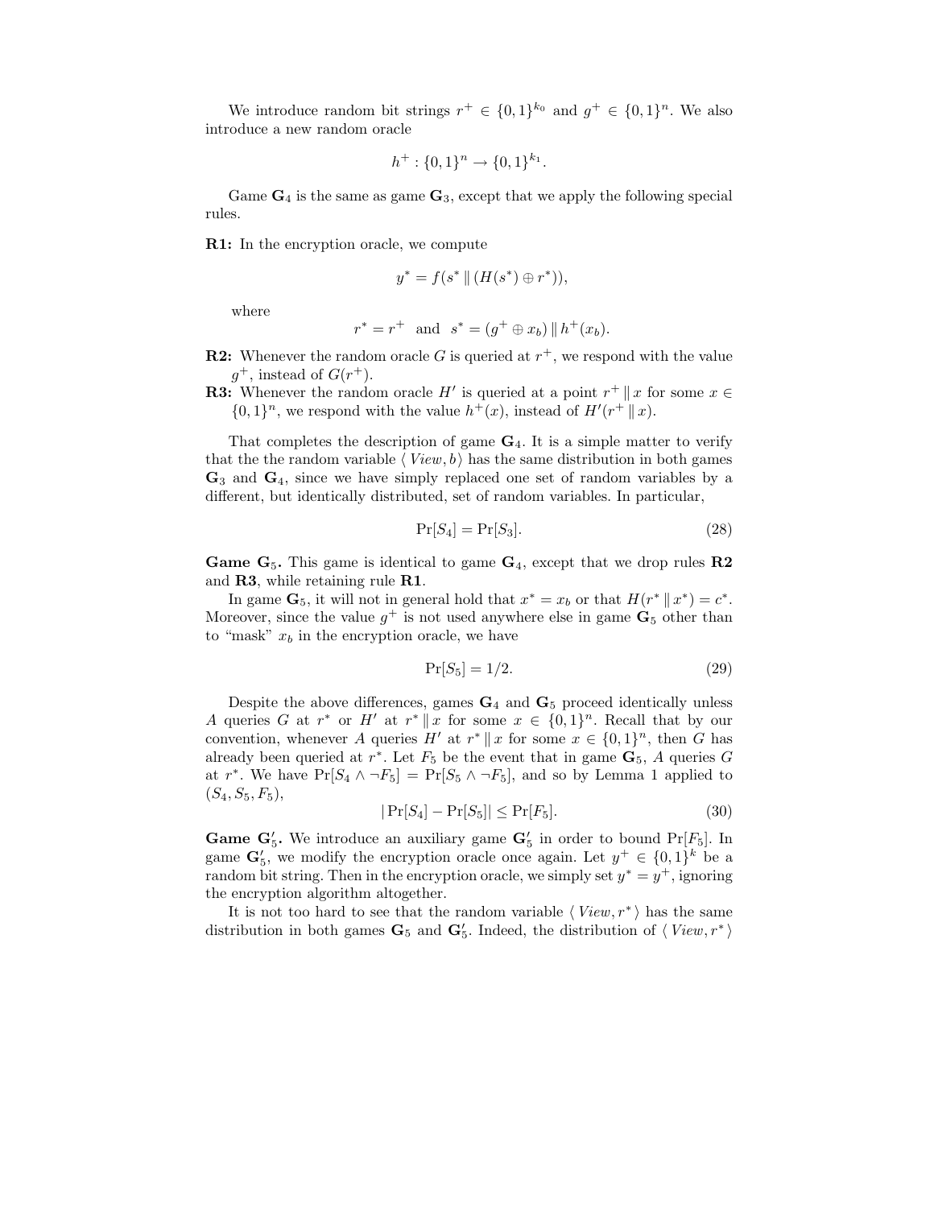We introduce random bit strings $r^+ \in \{0,1\}^{k_0}$ and $g^+ \in \{0,1\}^n$. We also introduce a new random oracle

$$h^+ : \{0,1\}^n \to \{0,1\}^{k_1}.$$

Game $\mathbf{G}_4$ is the same as game $\mathbf{G}_3$, except that we apply the following special rules.

**R1:** In the encryption oracle, we compute

$$y^* = f(s^* \,\|\, (H(s^*) \oplus r^*)),$$

where

$$r^* = r^+ \quad \text{and} \quad s^* = (g^+ \oplus x_b) \,\|\, h^+(x_b).$$

**R2:** Whenever the random oracle $G$ is queried at $r^+$, we respond with the value $g^+$, instead of $G(r^+)$.

**R3:** Whenever the random oracle $H'$ is queried at a point $r^+ \,\|\, x$ for some $x \in \{0,1\}^n$, we respond with the value $h^+(x)$, instead of $H'(r^+ \,\|\, x)$.

That completes the description of game $\mathbf{G}_4$. It is a simple matter to verify that the the random variable $\langle\, View, b \,\rangle$ has the same distribution in both games $\mathbf{G}_3$ and $\mathbf{G}_4$, since we have simply replaced one set of random variables by a different, but identically distributed, set of random variables. In particular,

$$\Pr[S_4] = \Pr[S_3]. \tag{28}$$

**Game $\mathbf{G}_5$.** This game is identical to game $\mathbf{G}_4$, except that we drop rules **R2** and **R3**, while retaining rule **R1**.

In game $\mathbf{G}_5$, it will not in general hold that $x^* = x_b$ or that $H(r^* \,\|\, x^*) = c^*$. Moreover, since the value $g^+$ is not used anywhere else in game $\mathbf{G}_5$ other than to "mask" $x_b$ in the encryption oracle, we have

$$\Pr[S_5] = 1/2. \tag{29}$$

Despite the above differences, games $\mathbf{G}_4$ and $\mathbf{G}_5$ proceed identically unless $A$ queries $G$ at $r^*$ or $H'$ at $r^* \,\|\, x$ for some $x \in \{0,1\}^n$. Recall that by our convention, whenever $A$ queries $H'$ at $r^* \,\|\, x$ for some $x \in \{0,1\}^n$, then $G$ has already been queried at $r^*$. Let $F_5$ be the event that in game $\mathbf{G}_5$, $A$ queries $G$ at $r^*$. We have $\Pr[S_4 \wedge \neg F_5] = \Pr[S_5 \wedge \neg F_5]$, and so by Lemma 1 applied to $(S_4, S_5, F_5)$,

$$|\Pr[S_4] - \Pr[S_5]| \le \Pr[F_5]. \tag{30}$$

**Game $\mathbf{G}'_5$.** We introduce an auxiliary game $\mathbf{G}'_5$ in order to bound $\Pr[F_5]$. In game $\mathbf{G}'_5$, we modify the encryption oracle once again. Let $y^+ \in \{0,1\}^k$ be a random bit string. Then in the encryption oracle, we simply set $y^* = y^+$, ignoring the encryption algorithm altogether.

It is not too hard to see that the random variable $\langle\, View, r^* \,\rangle$ has the same distribution in both games $\mathbf{G}_5$ and $\mathbf{G}'_5$. Indeed, the distribution of $\langle\, View, r^* \,\rangle$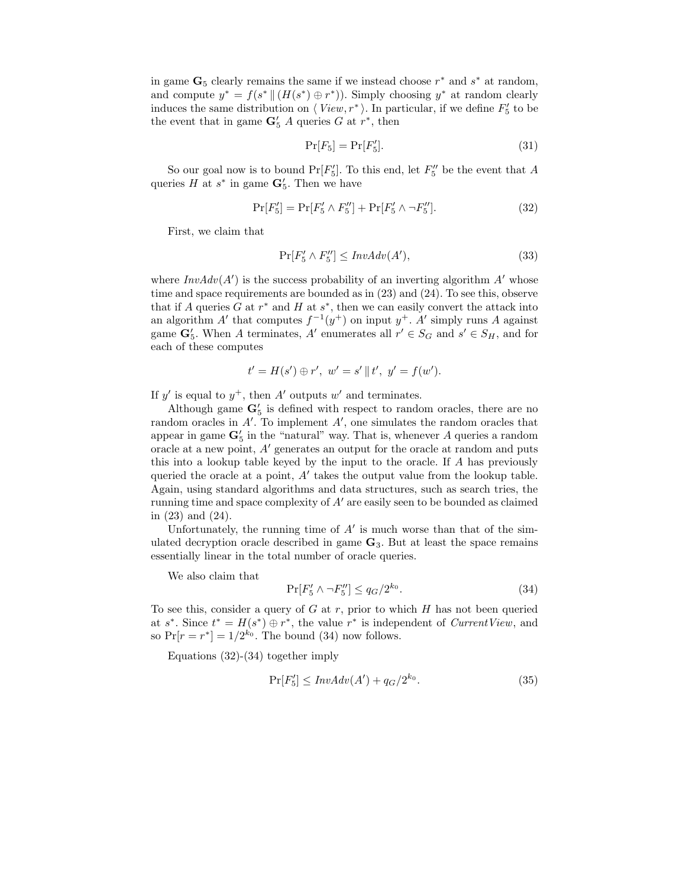in game $\mathbf{G}_5$ clearly remains the same if we instead choose $r^*$ and $s^*$ at random, and compute $y^* = f(s^* \| (H(s^*) \oplus r^*))$. Simply choosing $y^*$ at random clearly induces the same distribution on $\langle \mathit{View}, r^* \rangle$. In particular, if we define $F_5'$ to be the event that in game $\mathbf{G}_5'$ $A$ queries $G$ at $r^*$, then

$$\Pr[F_5] = \Pr[F_5']. \tag{31}$$

So our goal now is to bound $\Pr[F_5']$. To this end, let $F_5''$ be the event that $A$ queries $H$ at $s^*$ in game $\mathbf{G}_5'$. Then we have

$$\Pr[F_5'] = \Pr[F_5' \wedge F_5''] + \Pr[F_5' \wedge \neg F_5'']. \tag{32}$$

First, we claim that

$$\Pr[F_5' \wedge F_5''] \leq \mathit{InvAdv}(A'), \tag{33}$$

where $\mathit{InvAdv}(A')$ is the success probability of an inverting algorithm $A'$ whose time and space requirements are bounded as in (23) and (24). To see this, observe that if $A$ queries $G$ at $r^*$ and $H$ at $s^*$, then we can easily convert the attack into an algorithm $A'$ that computes $f^{-1}(y^+)$ on input $y^+$. $A'$ simply runs $A$ against game $\mathbf{G}_5'$. When $A$ terminates, $A'$ enumerates all $r' \in S_G$ and $s' \in S_H$, and for each of these computes

$$t' = H(s') \oplus r', \ w' = s' \| t', \ y' = f(w').$$

If $y'$ is equal to $y^+$, then $A'$ outputs $w'$ and terminates.

Although game $\mathbf{G}_5'$ is defined with respect to random oracles, there are no random oracles in $A'$. To implement $A'$, one simulates the random oracles that appear in game $\mathbf{G}_5'$ in the "natural" way. That is, whenever $A$ queries a random oracle at a new point, $A'$ generates an output for the oracle at random and puts this into a lookup table keyed by the input to the oracle. If $A$ has previously queried the oracle at a point, $A'$ takes the output value from the lookup table. Again, using standard algorithms and data structures, such as search tries, the running time and space complexity of $A'$ are easily seen to be bounded as claimed in (23) and (24).

Unfortunately, the running time of $A'$ is much worse than that of the simulated decryption oracle described in game $\mathbf{G}_3$. But at least the space remains essentially linear in the total number of oracle queries.

We also claim that

$$\Pr[F_5' \wedge \neg F_5''] \leq q_G/2^{k_0}. \tag{34}$$

To see this, consider a query of $G$ at $r$, prior to which $H$ has not been queried at $s^*$. Since $t^* = H(s^*) \oplus r^*$, the value $r^*$ is independent of *CurrentView*, and so $\Pr[r = r^*] = 1/2^{k_0}$. The bound (34) now follows.

Equations (32)-(34) together imply

$$\Pr[F_5'] \leq \mathit{InvAdv}(A') + q_G/2^{k_0}. \tag{35}$$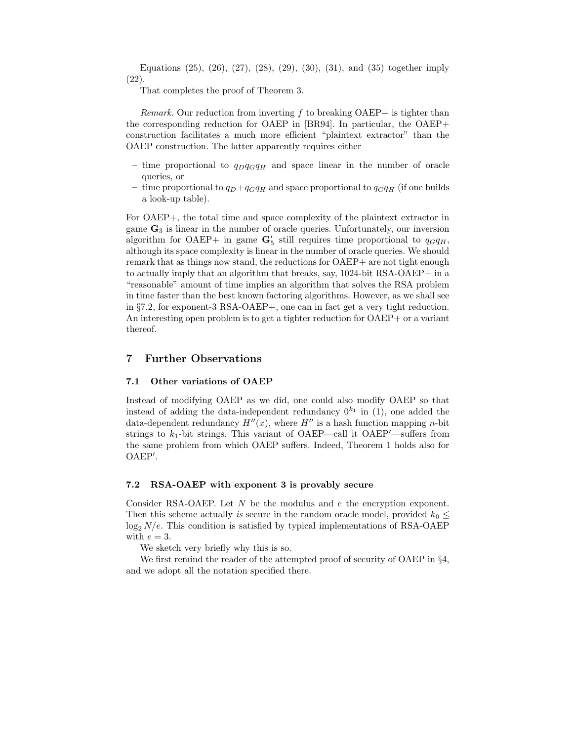Equations (25), (26), (27), (28), (29), (30), (31), and (35) together imply (22).

That completes the proof of Theorem 3.

*Remark.* Our reduction from inverting $f$ to breaking OAEP+ is tighter than the corresponding reduction for OAEP in [BR94]. In particular, the OAEP+ construction facilitates a much more efficient "plaintext extractor" than the OAEP construction. The latter apparently requires either

– time proportional to $q_D q_G q_H$ and space linear in the number of oracle queries, or
– time proportional to $q_D + q_G q_H$ and space proportional to $q_G q_H$ (if one builds a look-up table).

For OAEP+, the total time and space complexity of the plaintext extractor in game $\mathbf{G}_3$ is linear in the number of oracle queries. Unfortunately, our inversion algorithm for OAEP+ in game $\mathbf{G}'_5$ still requires time proportional to $q_G q_H$, although its space complexity is linear in the number of oracle queries. We should remark that as things now stand, the reductions for OAEP+ are not tight enough to actually imply that an algorithm that breaks, say, 1024-bit RSA-OAEP+ in a "reasonable" amount of time implies an algorithm that solves the RSA problem in time faster than the best known factoring algorithms. However, as we shall see in §7.2, for exponent-3 RSA-OAEP+, one can in fact get a very tight reduction. An interesting open problem is to get a tighter reduction for OAEP+ or a variant thereof.

## 7 Further Observations

### 7.1 Other variations of OAEP

Instead of modifying OAEP as we did, one could also modify OAEP so that instead of adding the data-independent redundancy $0^{k_1}$ in (1), one added the data-dependent redundancy $H''(x)$, where $H''$ is a hash function mapping $n$-bit strings to $k_1$-bit strings. This variant of OAEP—call it OAEP′—suffers from the same problem from which OAEP suffers. Indeed, Theorem 1 holds also for OAEP′.

### 7.2 RSA-OAEP with exponent 3 is provably secure

Consider RSA-OAEP. Let $N$ be the modulus and $e$ the encryption exponent. Then this scheme actually *is* secure in the random oracle model, provided $k_0 \leq \log_2 N/e$. This condition is satisfied by typical implementations of RSA-OAEP with $e = 3$.

We sketch very briefly why this is so.

We first remind the reader of the attempted proof of security of OAEP in §4, and we adopt all the notation specified there.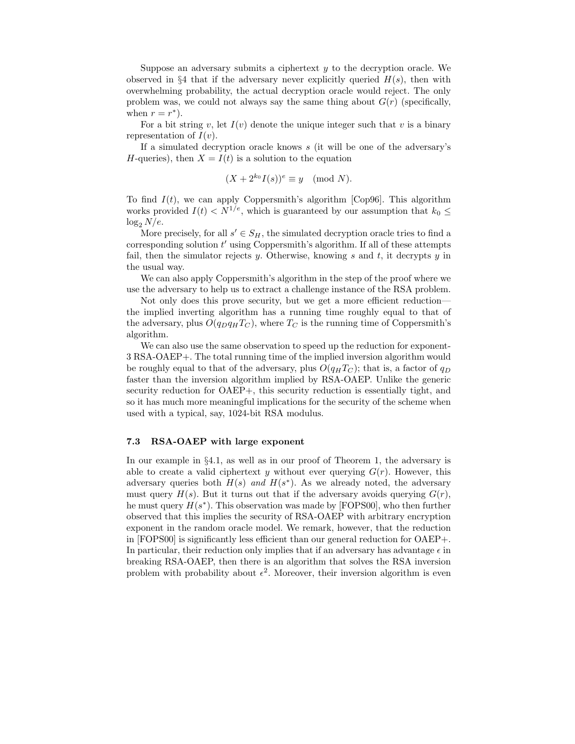Suppose an adversary submits a ciphertext $y$ to the decryption oracle. We observed in §4 that if the adversary never explicitly queried $H(s)$, then with overwhelming probability, the actual decryption oracle would reject. The only problem was, we could not always say the same thing about $G(r)$ (specifically, when $r = r^*$).

For a bit string $v$, let $I(v)$ denote the unique integer such that $v$ is a binary representation of $I(v)$.

If a simulated decryption oracle knows $s$ (it will be one of the adversary's $H$-queries), then $X = I(t)$ is a solution to the equation

$$(X + 2^{k_0} I(s))^e \equiv y \pmod{N}.$$

To find $I(t)$, we can apply Coppersmith's algorithm [Cop96]. This algorithm works provided $I(t) < N^{1/e}$, which is guaranteed by our assumption that $k_0 \leq \log_2 N/e$.

More precisely, for all $s' \in S_H$, the simulated decryption oracle tries to find a corresponding solution $t'$ using Coppersmith's algorithm. If all of these attempts fail, then the simulator rejects $y$. Otherwise, knowing $s$ and $t$, it decrypts $y$ in the usual way.

We can also apply Coppersmith's algorithm in the step of the proof where we use the adversary to help us to extract a challenge instance of the RSA problem.

Not only does this prove security, but we get a more efficient reduction—the implied inverting algorithm has a running time roughly equal to that of the adversary, plus $O(q_D q_H T_C)$, where $T_C$ is the running time of Coppersmith's algorithm.

We can also use the same observation to speed up the reduction for exponent-3 RSA-OAEP+. The total running time of the implied inversion algorithm would be roughly equal to that of the adversary, plus $O(q_H T_C)$; that is, a factor of $q_D$ faster than the inversion algorithm implied by RSA-OAEP. Unlike the generic security reduction for OAEP+, this security reduction is essentially tight, and so it has much more meaningful implications for the security of the scheme when used with a typical, say, 1024-bit RSA modulus.

### 7.3 RSA-OAEP with large exponent

In our example in §4.1, as well as in our proof of Theorem 1, the adversary is able to create a valid ciphertext $y$ without ever querying $G(r)$. However, this adversary queries both $H(s)$ *and* $H(s^*)$. As we already noted, the adversary must query $H(s)$. But it turns out that if the adversary avoids querying $G(r)$, he must query $H(s^*)$. This observation was made by [FOPS00], who then further observed that this implies the security of RSA-OAEP with arbitrary encryption exponent in the random oracle model. We remark, however, that the reduction in [FOPS00] is significantly less efficient than our general reduction for OAEP+. In particular, their reduction only implies that if an adversary has advantage $\epsilon$ in breaking RSA-OAEP, then there is an algorithm that solves the RSA inversion problem with probability about $\epsilon^2$. Moreover, their inversion algorithm is even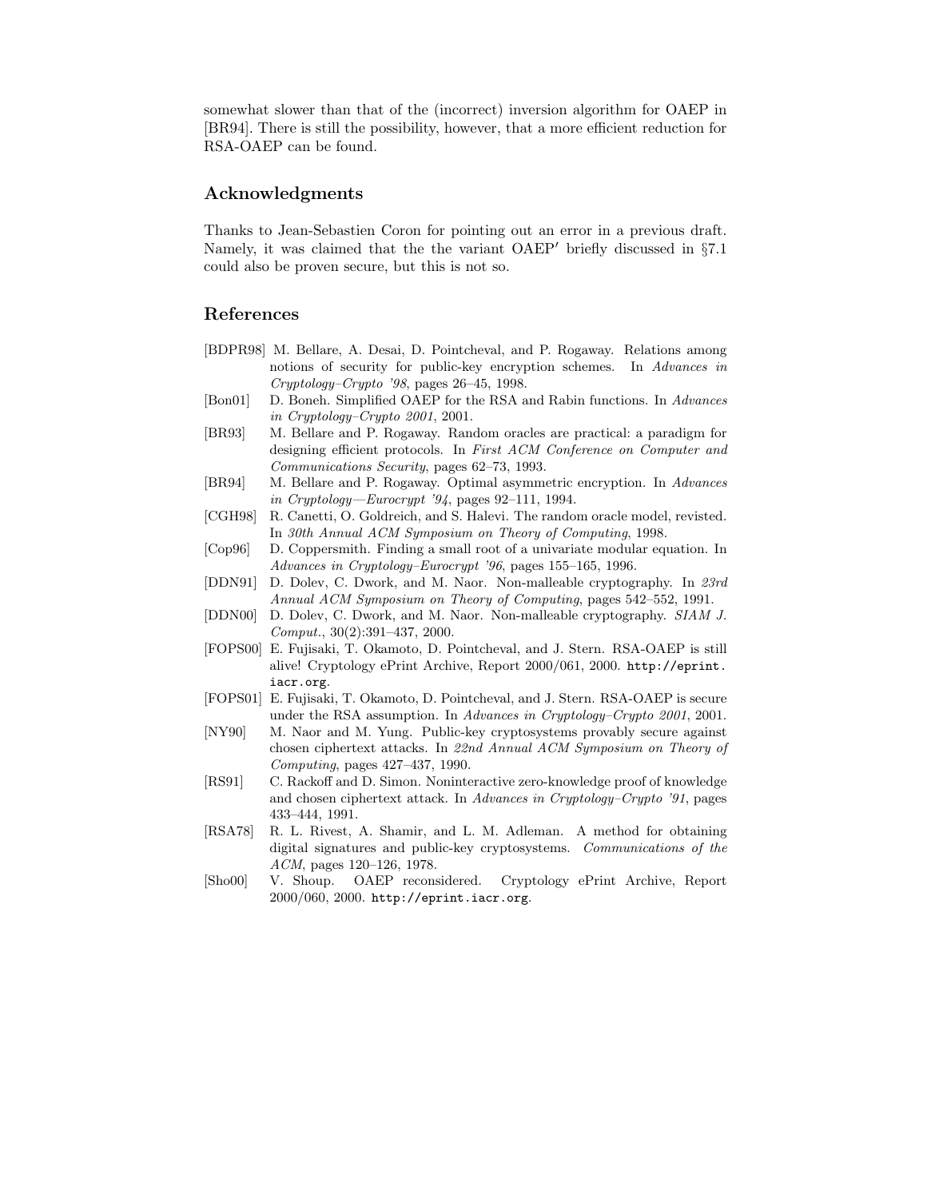somewhat slower than that of the (incorrect) inversion algorithm for OAEP in [BR94]. There is still the possibility, however, that a more efficient reduction for RSA-OAEP can be found.

## Acknowledgments

Thanks to Jean-Sebastien Coron for pointing out an error in a previous draft. Namely, it was claimed that the the variant OAEP′ briefly discussed in §7.1 could also be proven secure, but this is not so.

## References

[BDPR98] M. Bellare, A. Desai, D. Pointcheval, and P. Rogaway. Relations among notions of security for public-key encryption schemes. In *Advances in Cryptology–Crypto '98*, pages 26–45, 1998.

[Bon01] D. Boneh. Simplified OAEP for the RSA and Rabin functions. In *Advances in Cryptology–Crypto 2001*, 2001.

[BR93] M. Bellare and P. Rogaway. Random oracles are practical: a paradigm for designing efficient protocols. In *First ACM Conference on Computer and Communications Security*, pages 62–73, 1993.

[BR94] M. Bellare and P. Rogaway. Optimal asymmetric encryption. In *Advances in Cryptology—Eurocrypt '94*, pages 92–111, 1994.

[CGH98] R. Canetti, O. Goldreich, and S. Halevi. The random oracle model, revisted. In *30th Annual ACM Symposium on Theory of Computing*, 1998.

[Cop96] D. Coppersmith. Finding a small root of a univariate modular equation. In *Advances in Cryptology–Eurocrypt '96*, pages 155–165, 1996.

[DDN91] D. Dolev, C. Dwork, and M. Naor. Non-malleable cryptography. In *23rd Annual ACM Symposium on Theory of Computing*, pages 542–552, 1991.

[DDN00] D. Dolev, C. Dwork, and M. Naor. Non-malleable cryptography. *SIAM J. Comput.*, 30(2):391–437, 2000.

[FOPS00] E. Fujisaki, T. Okamoto, D. Pointcheval, and J. Stern. RSA-OAEP is still alive! Cryptology ePrint Archive, Report 2000/061, 2000. `http://eprint.iacr.org`.

[FOPS01] E. Fujisaki, T. Okamoto, D. Pointcheval, and J. Stern. RSA-OAEP is secure under the RSA assumption. In *Advances in Cryptology–Crypto 2001*, 2001.

[NY90] M. Naor and M. Yung. Public-key cryptosystems provably secure against chosen ciphertext attacks. In *22nd Annual ACM Symposium on Theory of Computing*, pages 427–437, 1990.

[RS91] C. Rackoff and D. Simon. Noninteractive zero-knowledge proof of knowledge and chosen ciphertext attack. In *Advances in Cryptology–Crypto '91*, pages 433–444, 1991.

[RSA78] R. L. Rivest, A. Shamir, and L. M. Adleman. A method for obtaining digital signatures and public-key cryptosystems. *Communications of the ACM*, pages 120–126, 1978.

[Sho00] V. Shoup. OAEP reconsidered. Cryptology ePrint Archive, Report 2000/060, 2000. `http://eprint.iacr.org`.